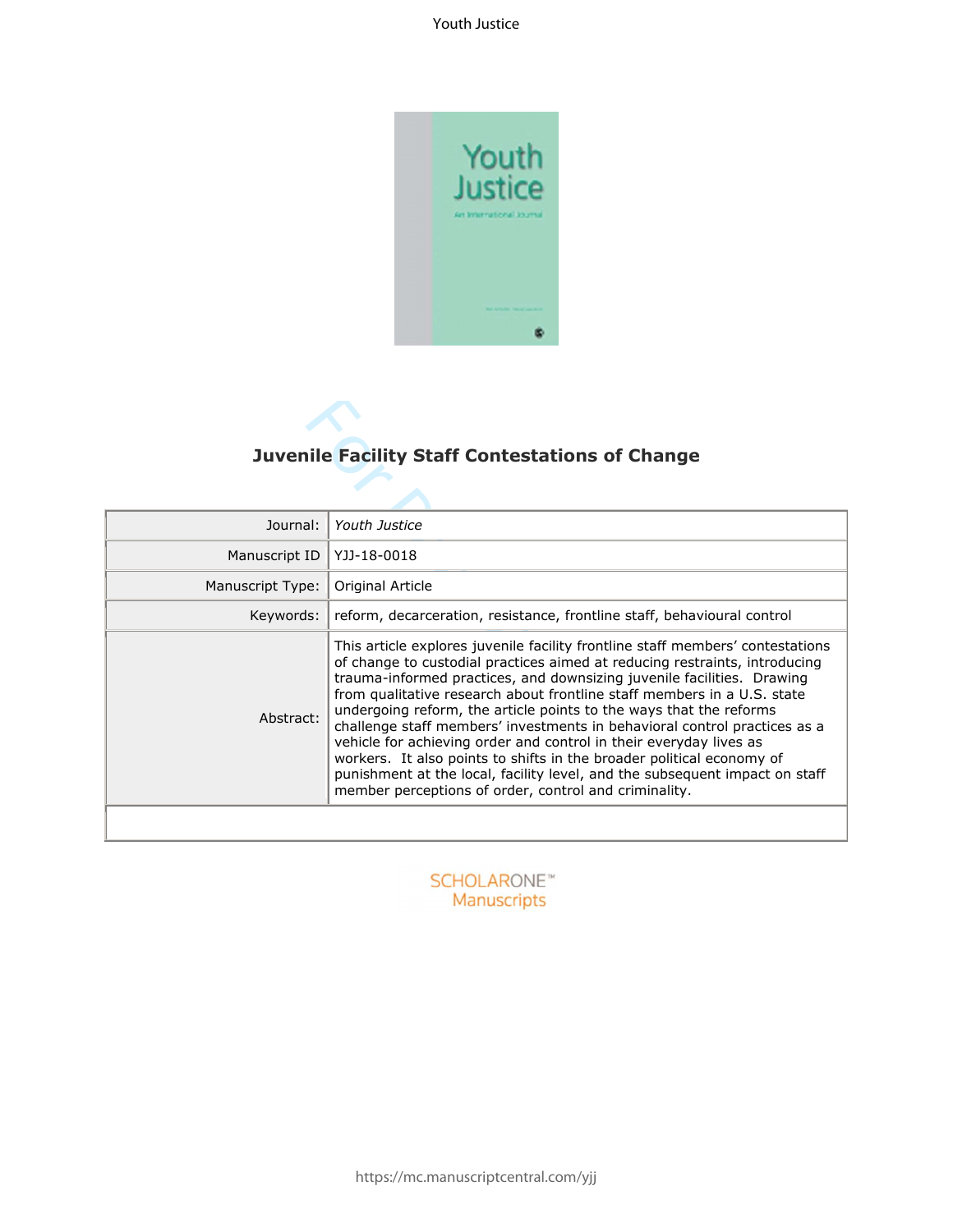# Juvenile Facility Staff Contestations of Change

| | |
|---|---|
| Journal: | *Youth Justice* |
| Manuscript ID | YJJ-18-0018 |
| Manuscript Type: | Original Article |
| Keywords: | reform, decarceration, resistance, frontline staff, behavioural control |
| Abstract: | This article explores juvenile facility frontline staff members' contestations of change to custodial practices aimed at reducing restraints, introducing trauma-informed practices, and downsizing juvenile facilities. Drawing from qualitative research about frontline staff members in a U.S. state undergoing reform, the article points to the ways that the reforms challenge staff members' investments in behavioral control practices as a vehicle for achieving order and control in their everyday lives as workers. It also points to shifts in the broader political economy of punishment at the local, facility level, and the subsequent impact on staff member perceptions of order, control and criminality. |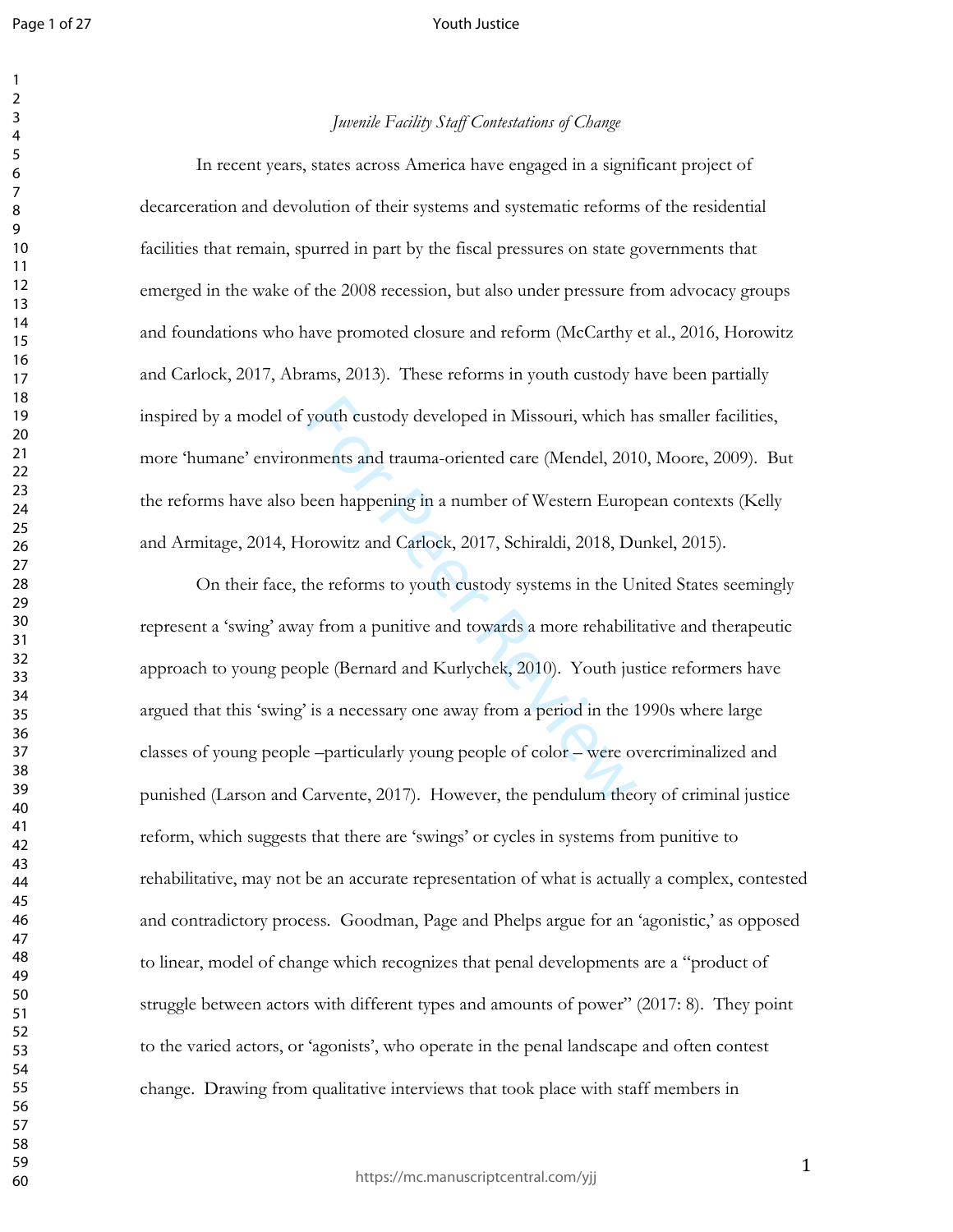*Juvenile Facility Staff Contestations of Change*

In recent years, states across America have engaged in a significant project of decarceration and devolution of their systems and systematic reforms of the residential facilities that remain, spurred in part by the fiscal pressures on state governments that emerged in the wake of the 2008 recession, but also under pressure from advocacy groups and foundations who have promoted closure and reform (McCarthy et al., 2016, Horowitz and Carlock, 2017, Abrams, 2013). These reforms in youth custody have been partially inspired by a model of youth custody developed in Missouri, which has smaller facilities, more 'humane' environments and trauma-oriented care (Mendel, 2010, Moore, 2009). But the reforms have also been happening in a number of Western European contexts (Kelly and Armitage, 2014, Horowitz and Carlock, 2017, Schiraldi, 2018, Dunkel, 2015).

On their face, the reforms to youth custody systems in the United States seemingly represent a 'swing' away from a punitive and towards a more rehabilitative and therapeutic approach to young people (Bernard and Kurlychek, 2010). Youth justice reformers have argued that this 'swing' is a necessary one away from a period in the 1990s where large classes of young people –particularly young people of color – were overcriminalized and punished (Larson and Carvente, 2017). However, the pendulum theory of criminal justice reform, which suggests that there are 'swings' or cycles in systems from punitive to rehabilitative, may not be an accurate representation of what is actually a complex, contested and contradictory process. Goodman, Page and Phelps argue for an 'agonistic,' as opposed to linear, model of change which recognizes that penal developments are a "product of struggle between actors with different types and amounts of power" (2017: 8). They point to the varied actors, or 'agonists', who operate in the penal landscape and often contest change. Drawing from qualitative interviews that took place with staff members in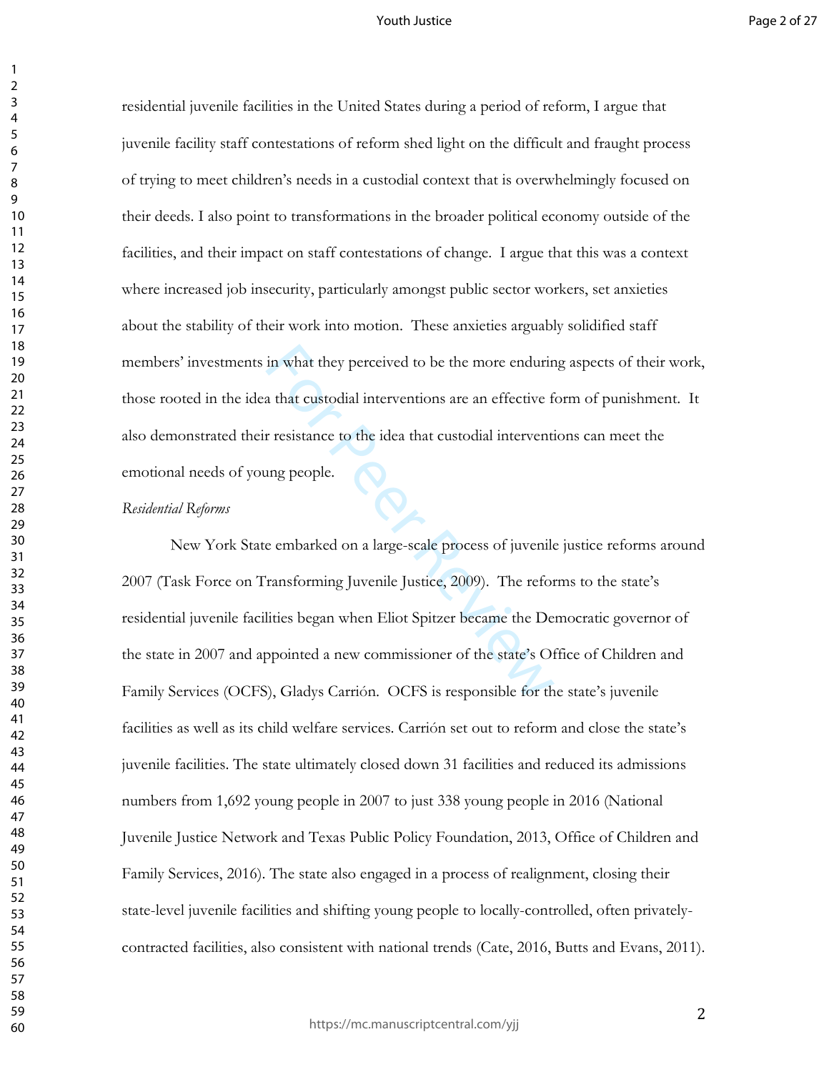residential juvenile facilities in the United States during a period of reform, I argue that juvenile facility staff contestations of reform shed light on the difficult and fraught process of trying to meet children's needs in a custodial context that is overwhelmingly focused on their deeds. I also point to transformations in the broader political economy outside of the facilities, and their impact on staff contestations of change. I argue that this was a context where increased job insecurity, particularly amongst public sector workers, set anxieties about the stability of their work into motion. These anxieties arguably solidified staff members' investments in what they perceived to be the more enduring aspects of their work, those rooted in the idea that custodial interventions are an effective form of punishment. It also demonstrated their resistance to the idea that custodial interventions can meet the emotional needs of young people.

*Residential Reforms*

New York State embarked on a large-scale process of juvenile justice reforms around 2007 (Task Force on Transforming Juvenile Justice, 2009). The reforms to the state's residential juvenile facilities began when Eliot Spitzer became the Democratic governor of the state in 2007 and appointed a new commissioner of the state's Office of Children and Family Services (OCFS), Gladys Carrión. OCFS is responsible for the state's juvenile facilities as well as its child welfare services. Carrión set out to reform and close the state's juvenile facilities. The state ultimately closed down 31 facilities and reduced its admissions numbers from 1,692 young people in 2007 to just 338 young people in 2016 (National Juvenile Justice Network and Texas Public Policy Foundation, 2013, Office of Children and Family Services, 2016). The state also engaged in a process of realignment, closing their state-level juvenile facilities and shifting young people to locally-controlled, often privately-contracted facilities, also consistent with national trends (Cate, 2016, Butts and Evans, 2011).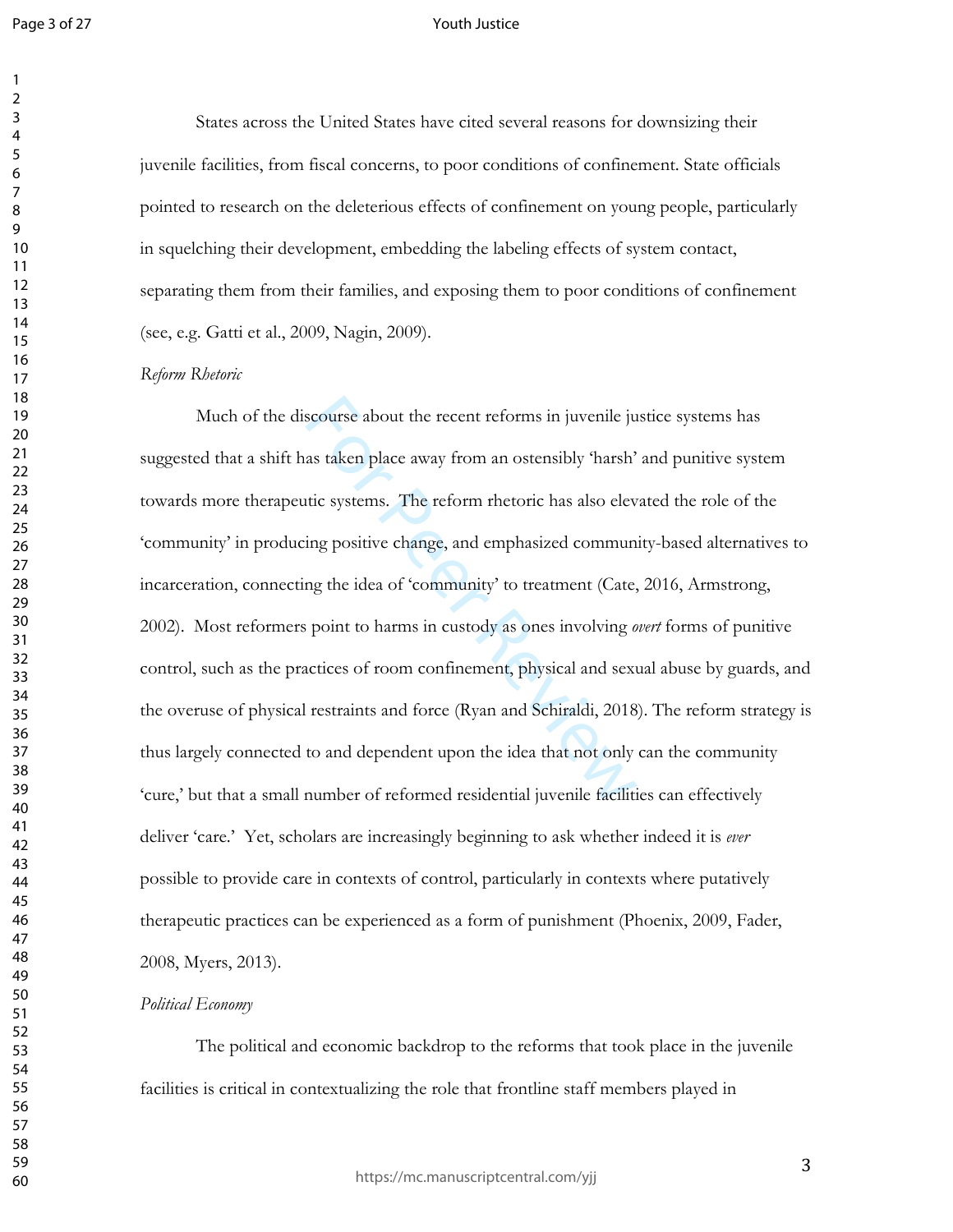States across the United States have cited several reasons for downsizing their juvenile facilities, from fiscal concerns, to poor conditions of confinement. State officials pointed to research on the deleterious effects of confinement on young people, particularly in squelching their development, embedding the labeling effects of system contact, separating them from their families, and exposing them to poor conditions of confinement (see, e.g. Gatti et al., 2009, Nagin, 2009).

*Reform Rhetoric*

Much of the discourse about the recent reforms in juvenile justice systems has suggested that a shift has taken place away from an ostensibly 'harsh' and punitive system towards more therapeutic systems. The reform rhetoric has also elevated the role of the 'community' in producing positive change, and emphasized community-based alternatives to incarceration, connecting the idea of 'community' to treatment (Cate, 2016, Armstrong, 2002). Most reformers point to harms in custody as ones involving *overt* forms of punitive control, such as the practices of room confinement, physical and sexual abuse by guards, and the overuse of physical restraints and force (Ryan and Schiraldi, 2018). The reform strategy is thus largely connected to and dependent upon the idea that not only can the community 'cure,' but that a small number of reformed residential juvenile facilities can effectively deliver 'care.' Yet, scholars are increasingly beginning to ask whether indeed it is *ever* possible to provide care in contexts of control, particularly in contexts where putatively therapeutic practices can be experienced as a form of punishment (Phoenix, 2009, Fader, 2008, Myers, 2013).

*Political Economy*

The political and economic backdrop to the reforms that took place in the juvenile facilities is critical in contextualizing the role that frontline staff members played in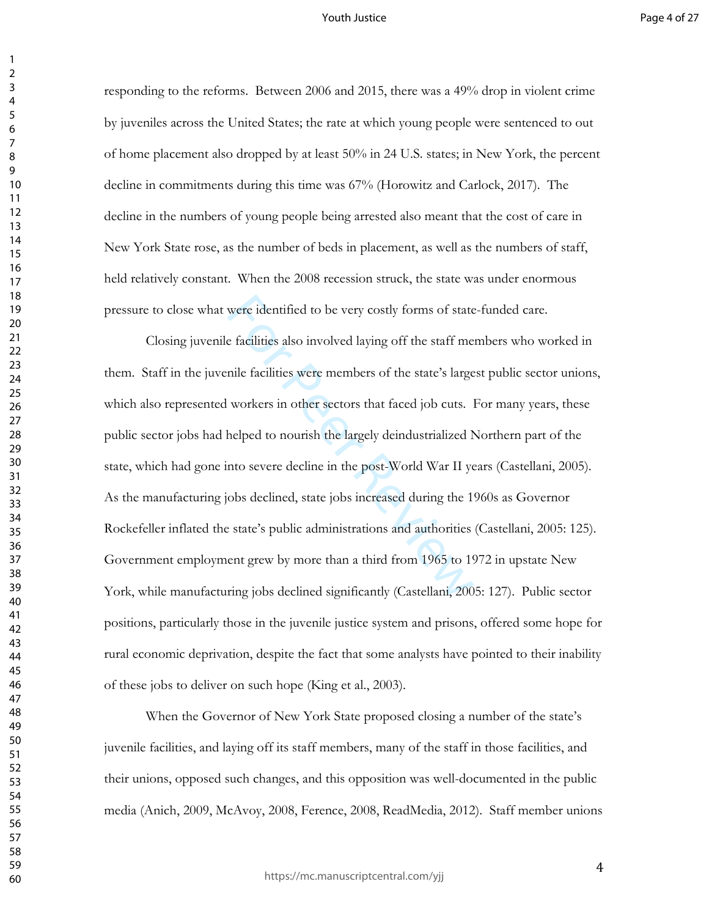responding to the reforms. Between 2006 and 2015, there was a 49% drop in violent crime by juveniles across the United States; the rate at which young people were sentenced to out of home placement also dropped by at least 50% in 24 U.S. states; in New York, the percent decline in commitments during this time was 67% (Horowitz and Carlock, 2017). The decline in the numbers of young people being arrested also meant that the cost of care in New York State rose, as the number of beds in placement, as well as the numbers of staff, held relatively constant. When the 2008 recession struck, the state was under enormous pressure to close what were identified to be very costly forms of state-funded care.

Closing juvenile facilities also involved laying off the staff members who worked in them. Staff in the juvenile facilities were members of the state's largest public sector unions, which also represented workers in other sectors that faced job cuts. For many years, these public sector jobs had helped to nourish the largely deindustrialized Northern part of the state, which had gone into severe decline in the post-World War II years (Castellani, 2005). As the manufacturing jobs declined, state jobs increased during the 1960s as Governor Rockefeller inflated the state's public administrations and authorities (Castellani, 2005: 125). Government employment grew by more than a third from 1965 to 1972 in upstate New York, while manufacturing jobs declined significantly (Castellani, 2005: 127). Public sector positions, particularly those in the juvenile justice system and prisons, offered some hope for rural economic deprivation, despite the fact that some analysts have pointed to their inability of these jobs to deliver on such hope (King et al., 2003).

When the Governor of New York State proposed closing a number of the state's juvenile facilities, and laying off its staff members, many of the staff in those facilities, and their unions, opposed such changes, and this opposition was well-documented in the public media (Anich, 2009, McAvoy, 2008, Ference, 2008, ReadMedia, 2012). Staff member unions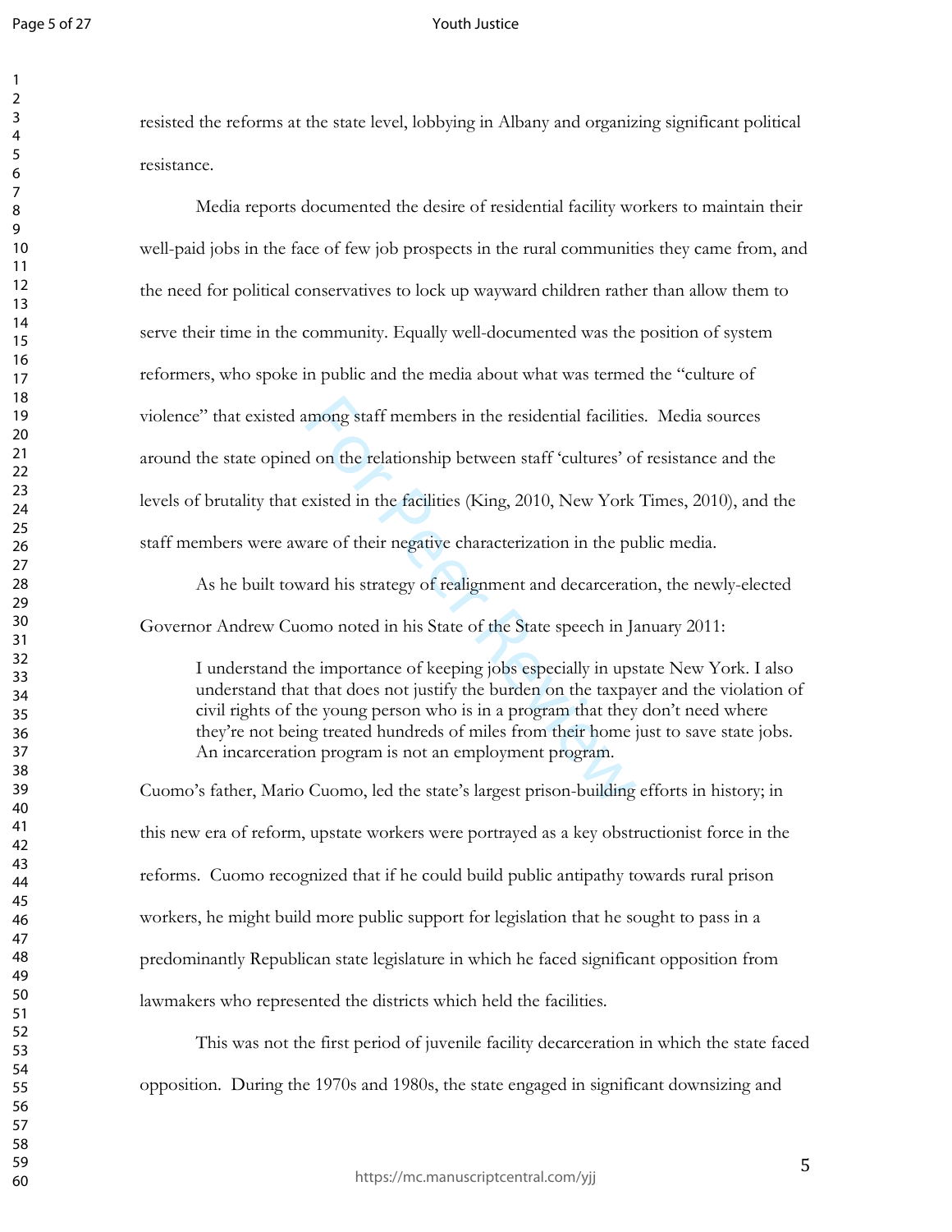resisted the reforms at the state level, lobbying in Albany and organizing significant political resistance.

Media reports documented the desire of residential facility workers to maintain their well-paid jobs in the face of few job prospects in the rural communities they came from, and the need for political conservatives to lock up wayward children rather than allow them to serve their time in the community. Equally well-documented was the position of system reformers, who spoke in public and the media about what was termed the "culture of violence" that existed among staff members in the residential facilities. Media sources around the state opined on the relationship between staff 'cultures' of resistance and the levels of brutality that existed in the facilities (King, 2010, New York Times, 2010), and the staff members were aware of their negative characterization in the public media.

As he built toward his strategy of realignment and decarceration, the newly-elected Governor Andrew Cuomo noted in his State of the State speech in January 2011:

> I understand the importance of keeping jobs especially in upstate New York. I also understand that that does not justify the burden on the taxpayer and the violation of civil rights of the young person who is in a program that they don't need where they're not being treated hundreds of miles from their home just to save state jobs. An incarceration program is not an employment program.

Cuomo's father, Mario Cuomo, led the state's largest prison-building efforts in history; in this new era of reform, upstate workers were portrayed as a key obstructionist force in the reforms. Cuomo recognized that if he could build public antipathy towards rural prison workers, he might build more public support for legislation that he sought to pass in a predominantly Republican state legislature in which he faced significant opposition from lawmakers who represented the districts which held the facilities.

This was not the first period of juvenile facility decarceration in which the state faced opposition. During the 1970s and 1980s, the state engaged in significant downsizing and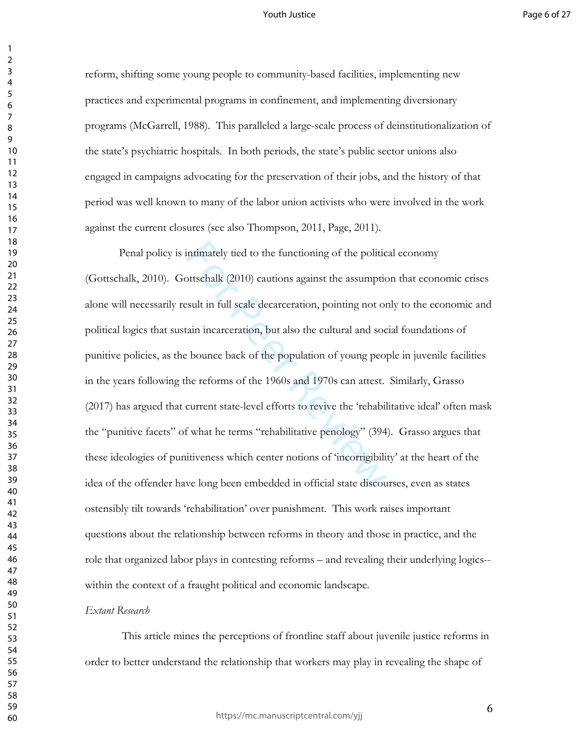reform, shifting some young people to community-based facilities, implementing new practices and experimental programs in confinement, and implementing diversionary programs (McGarrell, 1988). This paralleled a large-scale process of deinstitutionalization of the state's psychiatric hospitals. In both periods, the state's public sector unions also engaged in campaigns advocating for the preservation of their jobs, and the history of that period was well known to many of the labor union activists who were involved in the work against the current closures (see also Thompson, 2011, Page, 2011).

Penal policy is intimately tied to the functioning of the political economy (Gottschalk, 2010). Gottschalk (2010) cautions against the assumption that economic crises alone will necessarily result in full scale decarceration, pointing not only to the economic and political logics that sustain incarceration, but also the cultural and social foundations of punitive policies, as the bounce back of the population of young people in juvenile facilities in the years following the reforms of the 1960s and 1970s can attest. Similarly, Grasso (2017) has argued that current state-level efforts to revive the 'rehabilitative ideal' often mask the "punitive facets" of what he terms "rehabilitative penology" (394). Grasso argues that these ideologies of punitiveness which center notions of 'incorrigibility' at the heart of the idea of the offender have long been embedded in official state discourses, even as states ostensibly tilt towards 'rehabilitation' over punishment. This work raises important questions about the relationship between reforms in theory and those in practice, and the role that organized labor plays in contesting reforms – and revealing their underlying logics-- within the context of a fraught political and economic landscape.

*Extant Research*

This article mines the perceptions of frontline staff about juvenile justice reforms in order to better understand the relationship that workers may play in revealing the shape of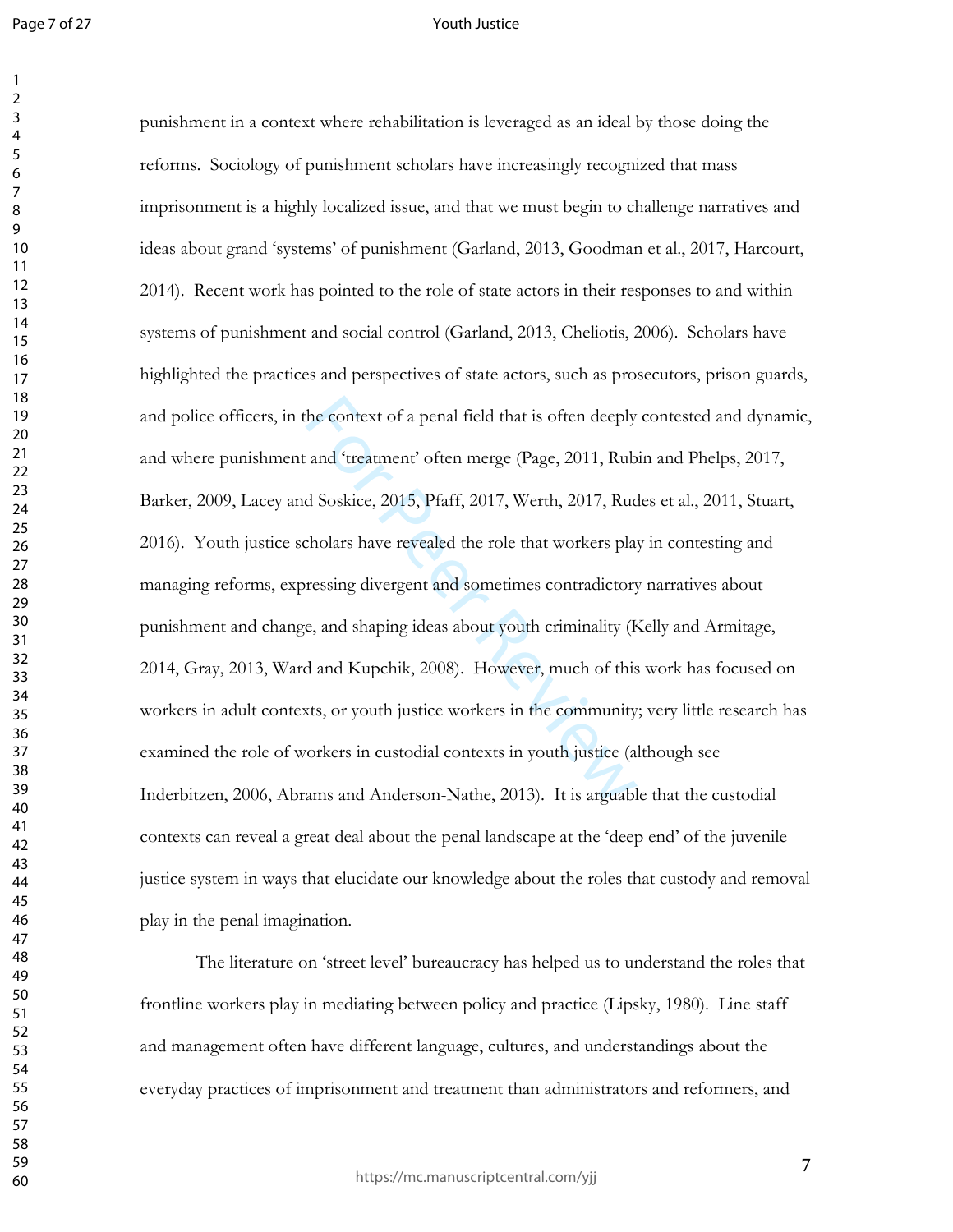punishment in a context where rehabilitation is leveraged as an ideal by those doing the reforms. Sociology of punishment scholars have increasingly recognized that mass imprisonment is a highly localized issue, and that we must begin to challenge narratives and ideas about grand 'systems' of punishment (Garland, 2013, Goodman et al., 2017, Harcourt, 2014). Recent work has pointed to the role of state actors in their responses to and within systems of punishment and social control (Garland, 2013, Cheliotis, 2006). Scholars have highlighted the practices and perspectives of state actors, such as prosecutors, prison guards, and police officers, in the context of a penal field that is often deeply contested and dynamic, and where punishment and 'treatment' often merge (Page, 2011, Rubin and Phelps, 2017, Barker, 2009, Lacey and Soskice, 2015, Pfaff, 2017, Werth, 2017, Rudes et al., 2011, Stuart, 2016). Youth justice scholars have revealed the role that workers play in contesting and managing reforms, expressing divergent and sometimes contradictory narratives about punishment and change, and shaping ideas about youth criminality (Kelly and Armitage, 2014, Gray, 2013, Ward and Kupchik, 2008). However, much of this work has focused on workers in adult contexts, or youth justice workers in the community; very little research has examined the role of workers in custodial contexts in youth justice (although see Inderbitzen, 2006, Abrams and Anderson-Nathe, 2013). It is arguable that the custodial contexts can reveal a great deal about the penal landscape at the 'deep end' of the juvenile justice system in ways that elucidate our knowledge about the roles that custody and removal play in the penal imagination.

The literature on 'street level' bureaucracy has helped us to understand the roles that frontline workers play in mediating between policy and practice (Lipsky, 1980). Line staff and management often have different language, cultures, and understandings about the everyday practices of imprisonment and treatment than administrators and reformers, and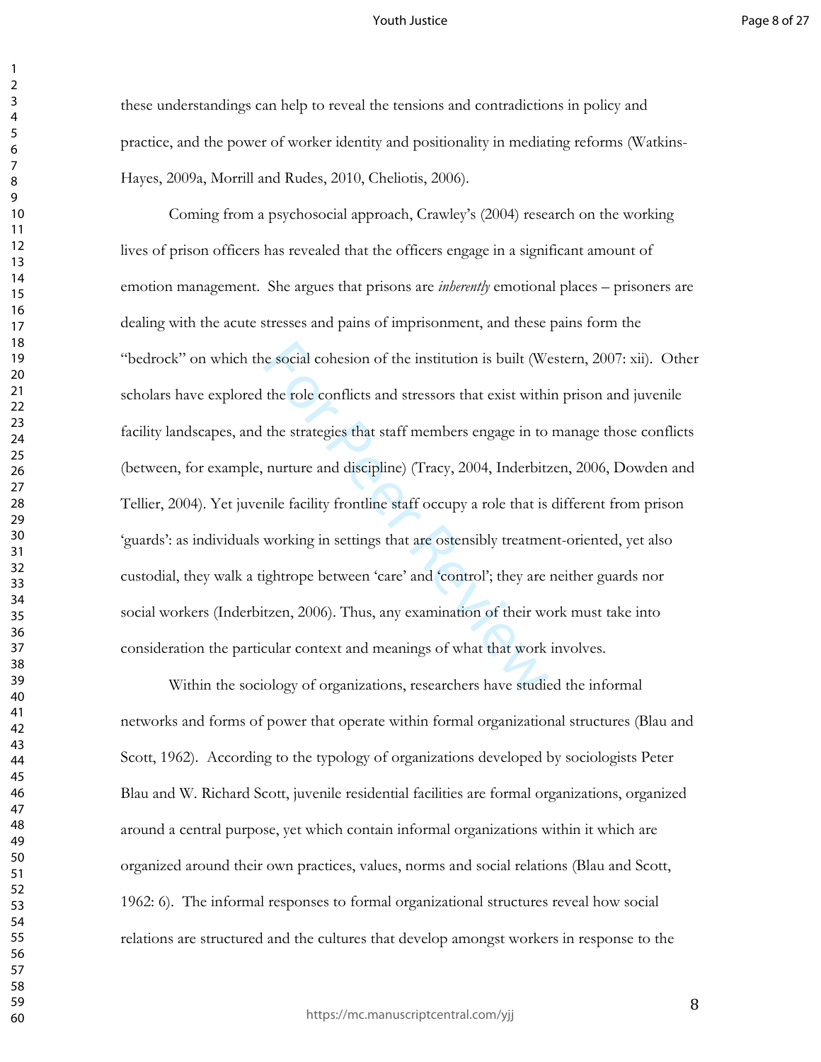these understandings can help to reveal the tensions and contradictions in policy and practice, and the power of worker identity and positionality in mediating reforms (Watkins-Hayes, 2009a, Morrill and Rudes, 2010, Cheliotis, 2006).

Coming from a psychosocial approach, Crawley's (2004) research on the working lives of prison officers has revealed that the officers engage in a significant amount of emotion management. She argues that prisons are *inherently* emotional places – prisoners are dealing with the acute stresses and pains of imprisonment, and these pains form the "bedrock" on which the social cohesion of the institution is built (Western, 2007: xii). Other scholars have explored the role conflicts and stressors that exist within prison and juvenile facility landscapes, and the strategies that staff members engage in to manage those conflicts (between, for example, nurture and discipline) (Tracy, 2004, Inderbitzen, 2006, Dowden and Tellier, 2004). Yet juvenile facility frontline staff occupy a role that is different from prison 'guards': as individuals working in settings that are ostensibly treatment-oriented, yet also custodial, they walk a tightrope between 'care' and 'control'; they are neither guards nor social workers (Inderbitzen, 2006). Thus, any examination of their work must take into consideration the particular context and meanings of what that work involves.

Within the sociology of organizations, researchers have studied the informal networks and forms of power that operate within formal organizational structures (Blau and Scott, 1962). According to the typology of organizations developed by sociologists Peter Blau and W. Richard Scott, juvenile residential facilities are formal organizations, organized around a central purpose, yet which contain informal organizations within it which are organized around their own practices, values, norms and social relations (Blau and Scott, 1962: 6). The informal responses to formal organizational structures reveal how social relations are structured and the cultures that develop amongst workers in response to the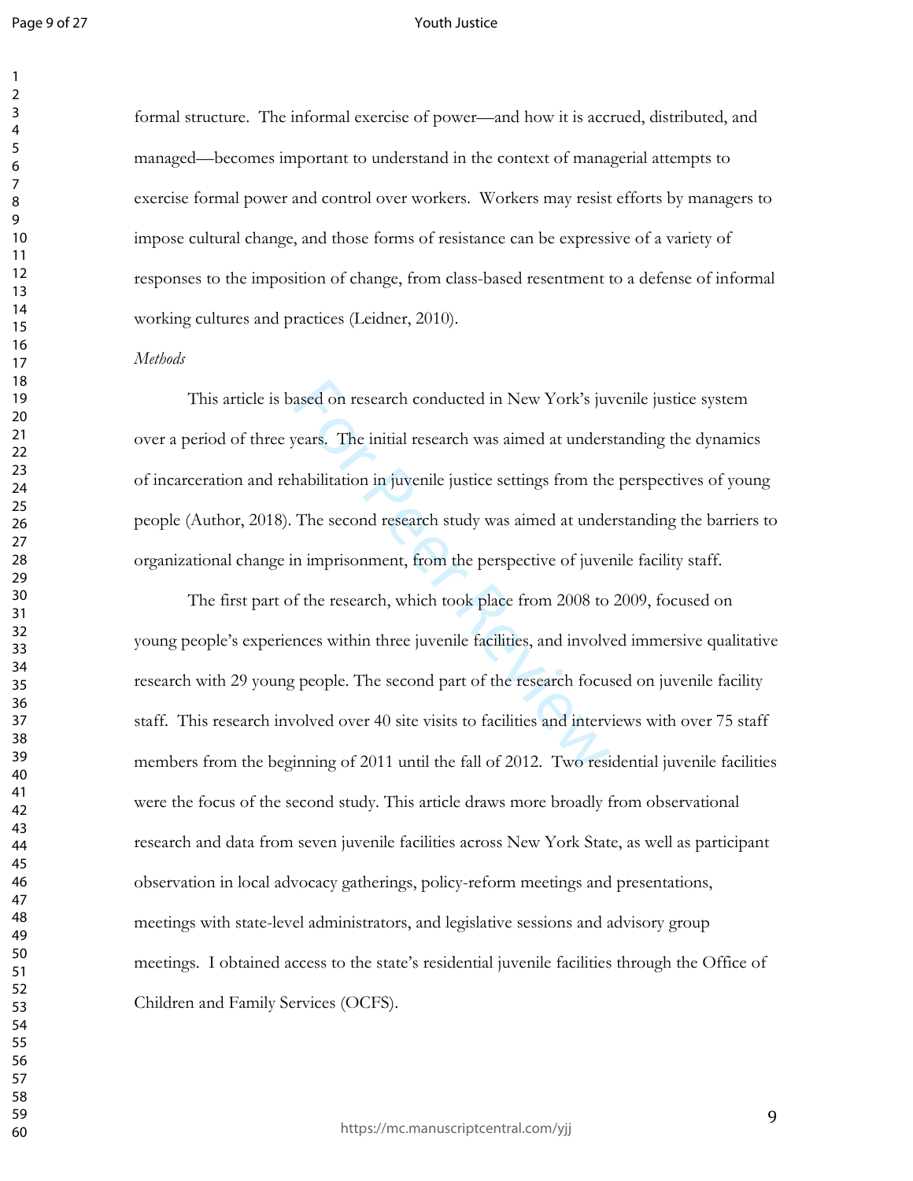formal structure. The informal exercise of power—and how it is accrued, distributed, and managed—becomes important to understand in the context of managerial attempts to exercise formal power and control over workers. Workers may resist efforts by managers to impose cultural change, and those forms of resistance can be expressive of a variety of responses to the imposition of change, from class-based resentment to a defense of informal working cultures and practices (Leidner, 2010).

*Methods*

This article is based on research conducted in New York's juvenile justice system over a period of three years. The initial research was aimed at understanding the dynamics of incarceration and rehabilitation in juvenile justice settings from the perspectives of young people (Author, 2018). The second research study was aimed at understanding the barriers to organizational change in imprisonment, from the perspective of juvenile facility staff.

The first part of the research, which took place from 2008 to 2009, focused on young people's experiences within three juvenile facilities, and involved immersive qualitative research with 29 young people. The second part of the research focused on juvenile facility staff. This research involved over 40 site visits to facilities and interviews with over 75 staff members from the beginning of 2011 until the fall of 2012. Two residential juvenile facilities were the focus of the second study. This article draws more broadly from observational research and data from seven juvenile facilities across New York State, as well as participant observation in local advocacy gatherings, policy-reform meetings and presentations, meetings with state-level administrators, and legislative sessions and advisory group meetings. I obtained access to the state's residential juvenile facilities through the Office of Children and Family Services (OCFS).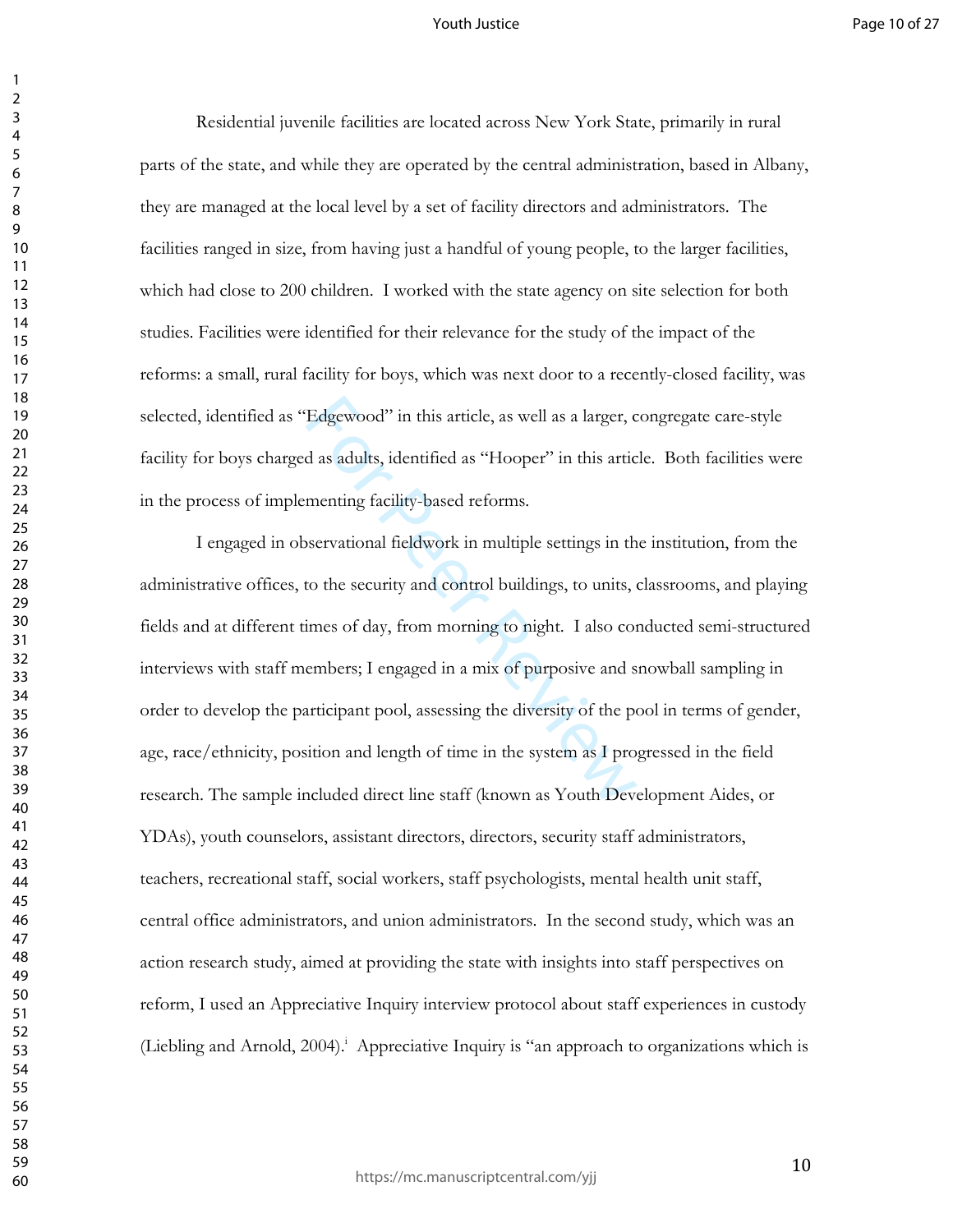Residential juvenile facilities are located across New York State, primarily in rural parts of the state, and while they are operated by the central administration, based in Albany, they are managed at the local level by a set of facility directors and administrators. The facilities ranged in size, from having just a handful of young people, to the larger facilities, which had close to 200 children. I worked with the state agency on site selection for both studies. Facilities were identified for their relevance for the study of the impact of the reforms: a small, rural facility for boys, which was next door to a recently-closed facility, was selected, identified as "Edgewood" in this article, as well as a larger, congregate care-style facility for boys charged as adults, identified as "Hooper" in this article. Both facilities were in the process of implementing facility-based reforms.

I engaged in observational fieldwork in multiple settings in the institution, from the administrative offices, to the security and control buildings, to units, classrooms, and playing fields and at different times of day, from morning to night. I also conducted semi-structured interviews with staff members; I engaged in a mix of purposive and snowball sampling in order to develop the participant pool, assessing the diversity of the pool in terms of gender, age, race/ethnicity, position and length of time in the system as I progressed in the field research. The sample included direct line staff (known as Youth Development Aides, or YDAs), youth counselors, assistant directors, directors, security staff administrators, teachers, recreational staff, social workers, staff psychologists, mental health unit staff, central office administrators, and union administrators. In the second study, which was an action research study, aimed at providing the state with insights into staff perspectives on reform, I used an Appreciative Inquiry interview protocol about staff experiences in custody (Liebling and Arnold, 2004).[i] Appreciative Inquiry is "an approach to organizations which is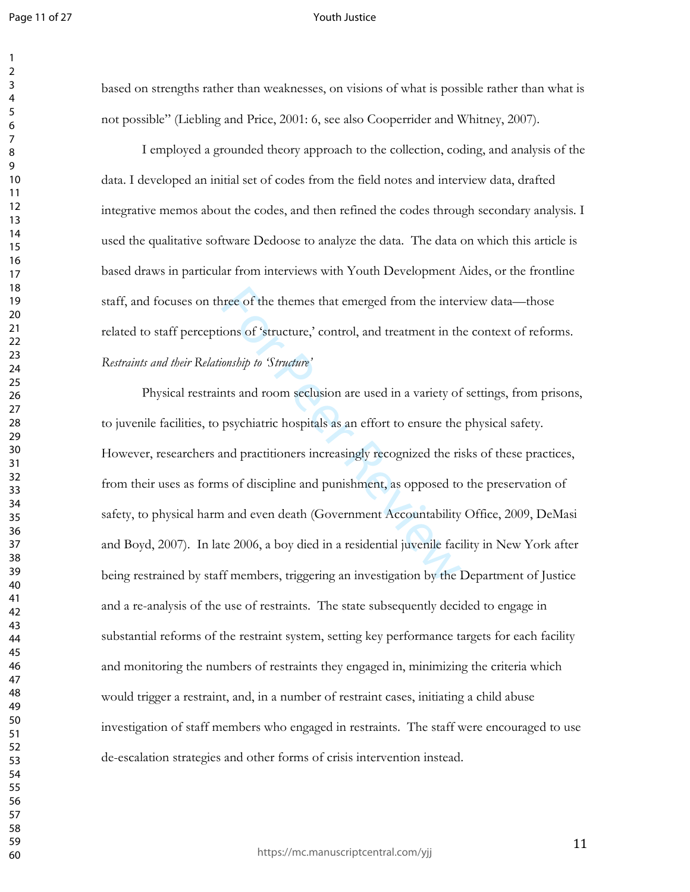based on strengths rather than weaknesses, on visions of what is possible rather than what is not possible" (Liebling and Price, 2001: 6, see also Cooperrider and Whitney, 2007).

I employed a grounded theory approach to the collection, coding, and analysis of the data. I developed an initial set of codes from the field notes and interview data, drafted integrative memos about the codes, and then refined the codes through secondary analysis. I used the qualitative software Dedoose to analyze the data. The data on which this article is based draws in particular from interviews with Youth Development Aides, or the frontline staff, and focuses on three of the themes that emerged from the interview data—those related to staff perceptions of 'structure,' control, and treatment in the context of reforms.

*Restraints and their Relationship to 'Structure'*

Physical restraints and room seclusion are used in a variety of settings, from prisons, to juvenile facilities, to psychiatric hospitals as an effort to ensure the physical safety. However, researchers and practitioners increasingly recognized the risks of these practices, from their uses as forms of discipline and punishment, as opposed to the preservation of safety, to physical harm and even death (Government Accountability Office, 2009, DeMasi and Boyd, 2007). In late 2006, a boy died in a residential juvenile facility in New York after being restrained by staff members, triggering an investigation by the Department of Justice and a re-analysis of the use of restraints. The state subsequently decided to engage in substantial reforms of the restraint system, setting key performance targets for each facility and monitoring the numbers of restraints they engaged in, minimizing the criteria which would trigger a restraint, and, in a number of restraint cases, initiating a child abuse investigation of staff members who engaged in restraints. The staff were encouraged to use de-escalation strategies and other forms of crisis intervention instead.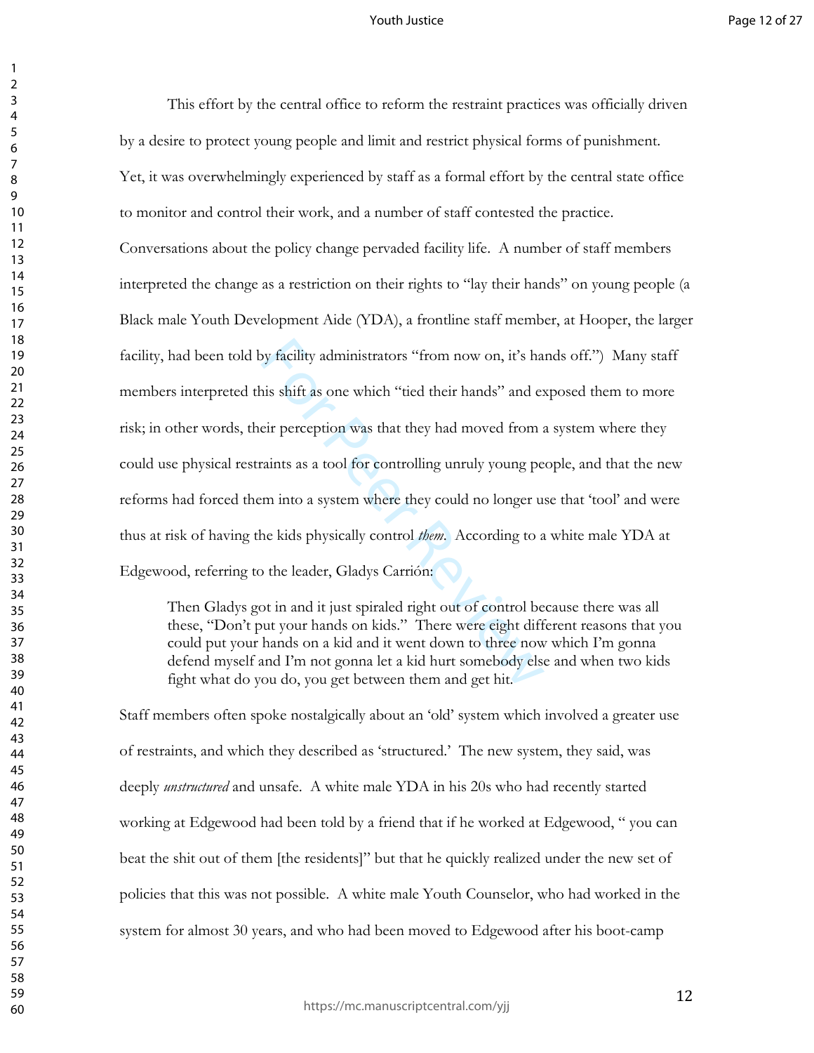This effort by the central office to reform the restraint practices was officially driven by a desire to protect young people and limit and restrict physical forms of punishment. Yet, it was overwhelmingly experienced by staff as a formal effort by the central state office to monitor and control their work, and a number of staff contested the practice. Conversations about the policy change pervaded facility life. A number of staff members interpreted the change as a restriction on their rights to "lay their hands" on young people (a Black male Youth Development Aide (YDA), a frontline staff member, at Hooper, the larger facility, had been told by facility administrators "from now on, it's hands off.") Many staff members interpreted this shift as one which "tied their hands" and exposed them to more risk; in other words, their perception was that they had moved from a system where they could use physical restraints as a tool for controlling unruly young people, and that the new reforms had forced them into a system where they could no longer use that 'tool' and were thus at risk of having the kids physically control *them*. According to a white male YDA at Edgewood, referring to the leader, Gladys Carrión:

> Then Gladys got in and it just spiraled right out of control because there was all these, "Don't put your hands on kids." There were eight different reasons that you could put your hands on a kid and it went down to three now which I'm gonna defend myself and I'm not gonna let a kid hurt somebody else and when two kids fight what do you do, you get between them and get hit.

Staff members often spoke nostalgically about an 'old' system which involved a greater use of restraints, and which they described as 'structured.' The new system, they said, was deeply *unstructured* and unsafe. A white male YDA in his 20s who had recently started working at Edgewood had been told by a friend that if he worked at Edgewood, " you can beat the shit out of them [the residents]" but that he quickly realized under the new set of policies that this was not possible. A white male Youth Counselor, who had worked in the system for almost 30 years, and who had been moved to Edgewood after his boot-camp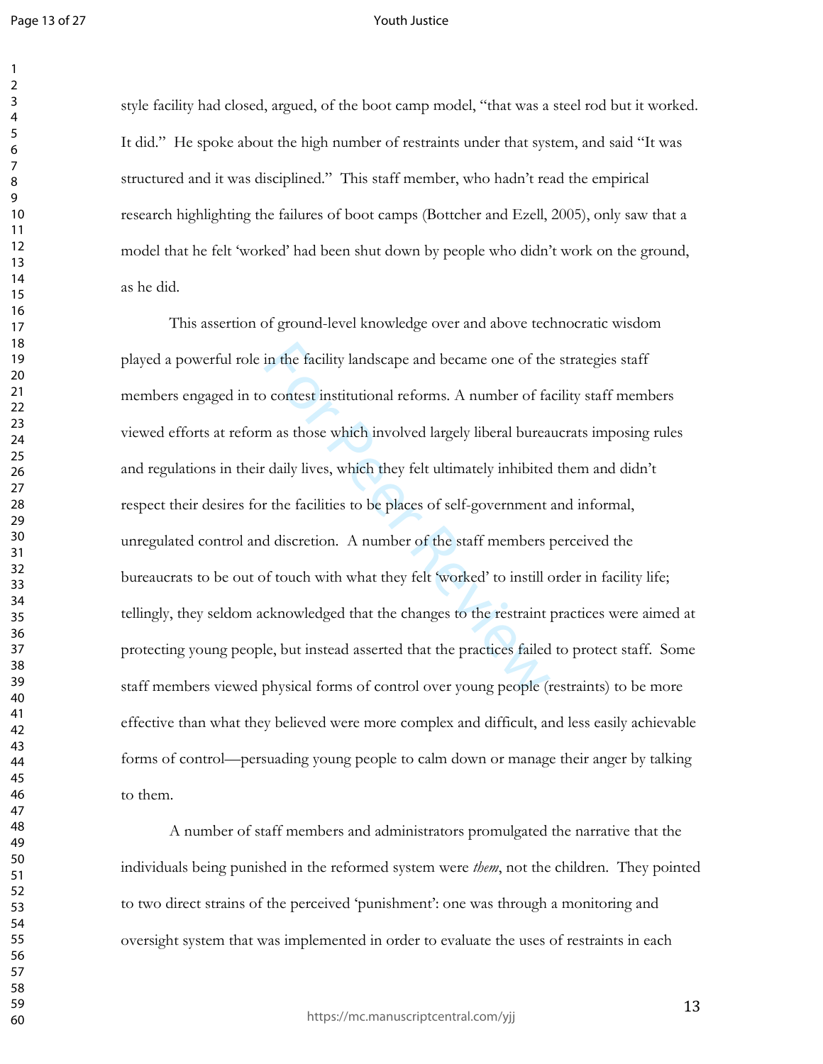style facility had closed, argued, of the boot camp model, "that was a steel rod but it worked. It did." He spoke about the high number of restraints under that system, and said "It was structured and it was disciplined." This staff member, who hadn't read the empirical research highlighting the failures of boot camps (Bottcher and Ezell, 2005), only saw that a model that he felt 'worked' had been shut down by people who didn't work on the ground, as he did.

This assertion of ground-level knowledge over and above technocratic wisdom played a powerful role in the facility landscape and became one of the strategies staff members engaged in to contest institutional reforms. A number of facility staff members viewed efforts at reform as those which involved largely liberal bureaucrats imposing rules and regulations in their daily lives, which they felt ultimately inhibited them and didn't respect their desires for the facilities to be places of self-government and informal, unregulated control and discretion. A number of the staff members perceived the bureaucrats to be out of touch with what they felt 'worked' to instill order in facility life; tellingly, they seldom acknowledged that the changes to the restraint practices were aimed at protecting young people, but instead asserted that the practices failed to protect staff. Some staff members viewed physical forms of control over young people (restraints) to be more effective than what they believed were more complex and difficult, and less easily achievable forms of control—persuading young people to calm down or manage their anger by talking to them.

A number of staff members and administrators promulgated the narrative that the individuals being punished in the reformed system were *them*, not the children. They pointed to two direct strains of the perceived 'punishment': one was through a monitoring and oversight system that was implemented in order to evaluate the uses of restraints in each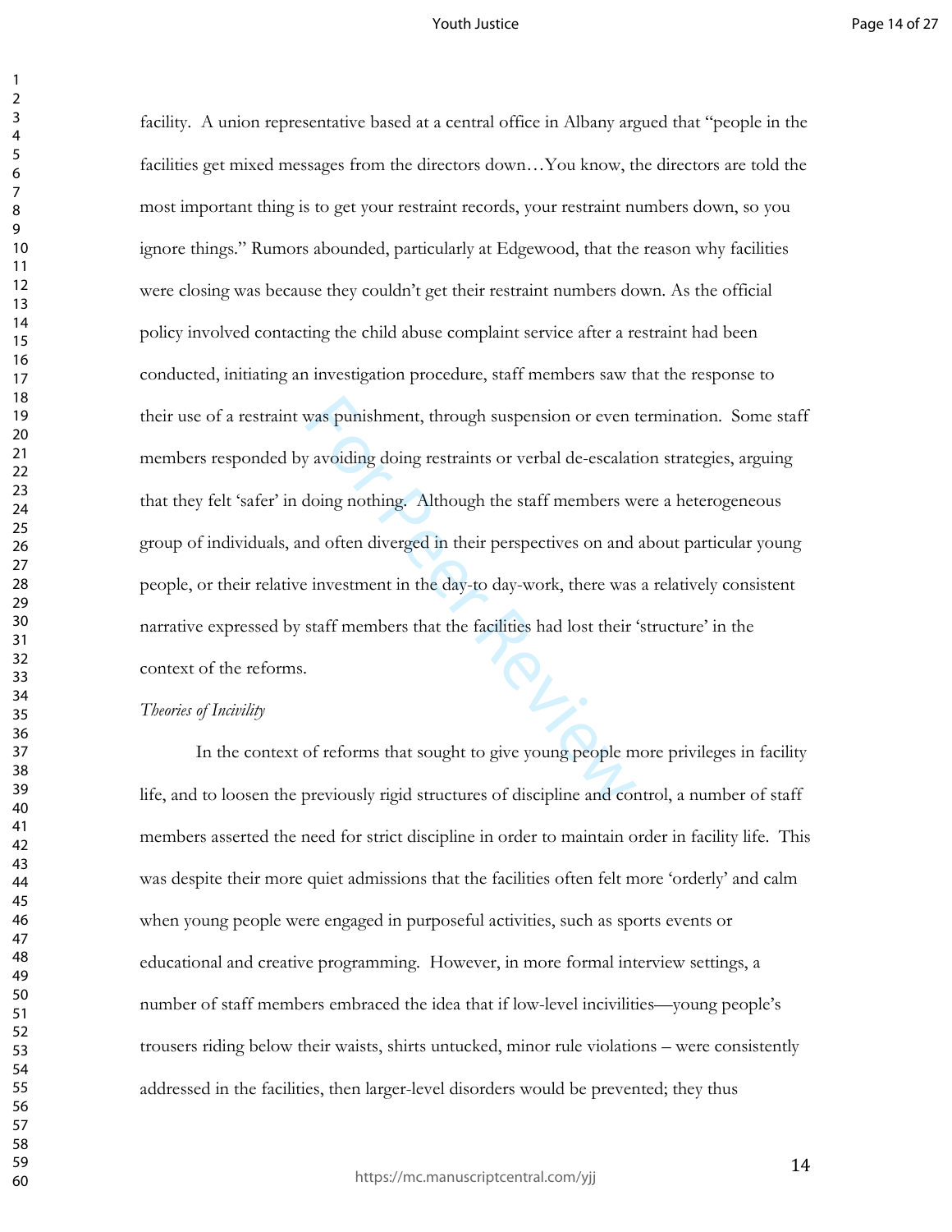facility. A union representative based at a central office in Albany argued that "people in the facilities get mixed messages from the directors down…You know, the directors are told the most important thing is to get your restraint records, your restraint numbers down, so you ignore things." Rumors abounded, particularly at Edgewood, that the reason why facilities were closing was because they couldn't get their restraint numbers down. As the official policy involved contacting the child abuse complaint service after a restraint had been conducted, initiating an investigation procedure, staff members saw that the response to their use of a restraint was punishment, through suspension or even termination. Some staff members responded by avoiding doing restraints or verbal de-escalation strategies, arguing that they felt 'safer' in doing nothing. Although the staff members were a heterogeneous group of individuals, and often diverged in their perspectives on and about particular young people, or their relative investment in the day-to day-work, there was a relatively consistent narrative expressed by staff members that the facilities had lost their 'structure' in the context of the reforms.

*Theories of Incivility*

In the context of reforms that sought to give young people more privileges in facility life, and to loosen the previously rigid structures of discipline and control, a number of staff members asserted the need for strict discipline in order to maintain order in facility life. This was despite their more quiet admissions that the facilities often felt more 'orderly' and calm when young people were engaged in purposeful activities, such as sports events or educational and creative programming. However, in more formal interview settings, a number of staff members embraced the idea that if low-level incivilities—young people's trousers riding below their waists, shirts untucked, minor rule violations – were consistently addressed in the facilities, then larger-level disorders would be prevented; they thus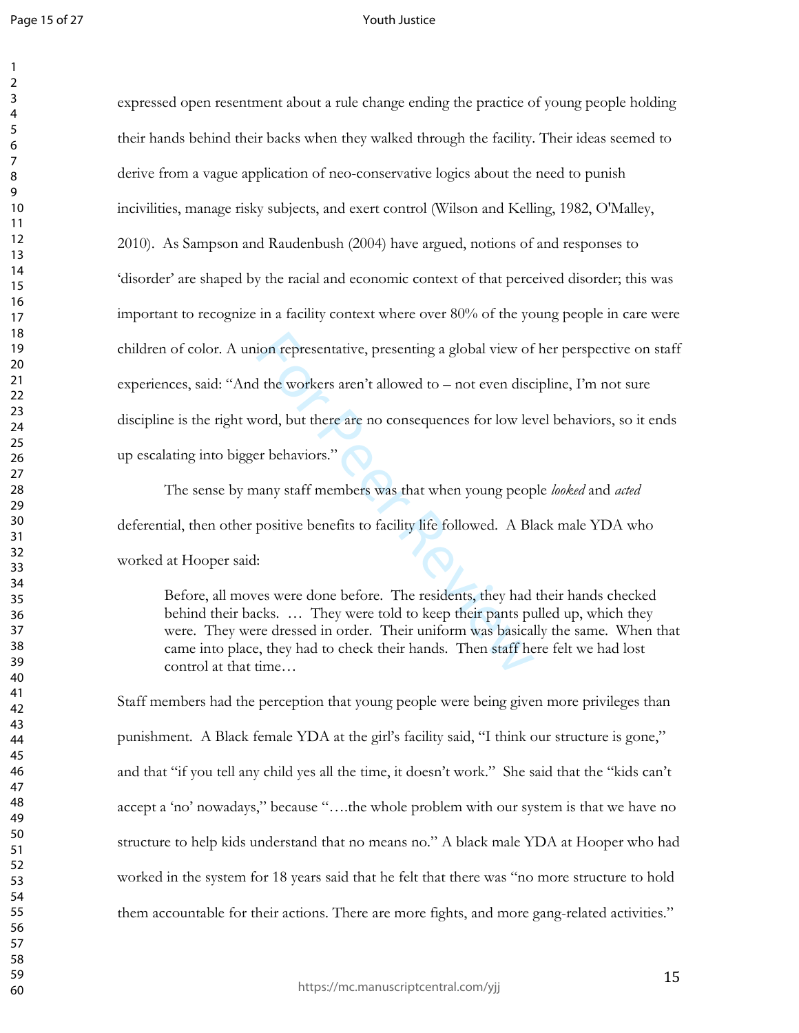expressed open resentment about a rule change ending the practice of young people holding their hands behind their backs when they walked through the facility. Their ideas seemed to derive from a vague application of neo-conservative logics about the need to punish incivilities, manage risky subjects, and exert control (Wilson and Kelling, 1982, O'Malley, 2010). As Sampson and Raudenbush (2004) have argued, notions of and responses to 'disorder' are shaped by the racial and economic context of that perceived disorder; this was important to recognize in a facility context where over 80% of the young people in care were children of color. A union representative, presenting a global view of her perspective on staff experiences, said: "And the workers aren't allowed to – not even discipline, I'm not sure discipline is the right word, but there are no consequences for low level behaviors, so it ends up escalating into bigger behaviors."

The sense by many staff members was that when young people *looked* and *acted* deferential, then other positive benefits to facility life followed. A Black male YDA who worked at Hooper said:

> Before, all moves were done before. The residents, they had their hands checked behind their backs. … They were told to keep their pants pulled up, which they were. They were dressed in order. Their uniform was basically the same. When that came into place, they had to check their hands. Then staff here felt we had lost control at that time…

Staff members had the perception that young people were being given more privileges than punishment. A Black female YDA at the girl's facility said, "I think our structure is gone," and that "if you tell any child yes all the time, it doesn't work." She said that the "kids can't accept a 'no' nowadays," because "….the whole problem with our system is that we have no structure to help kids understand that no means no." A black male YDA at Hooper who had worked in the system for 18 years said that he felt that there was "no more structure to hold them accountable for their actions. There are more fights, and more gang-related activities."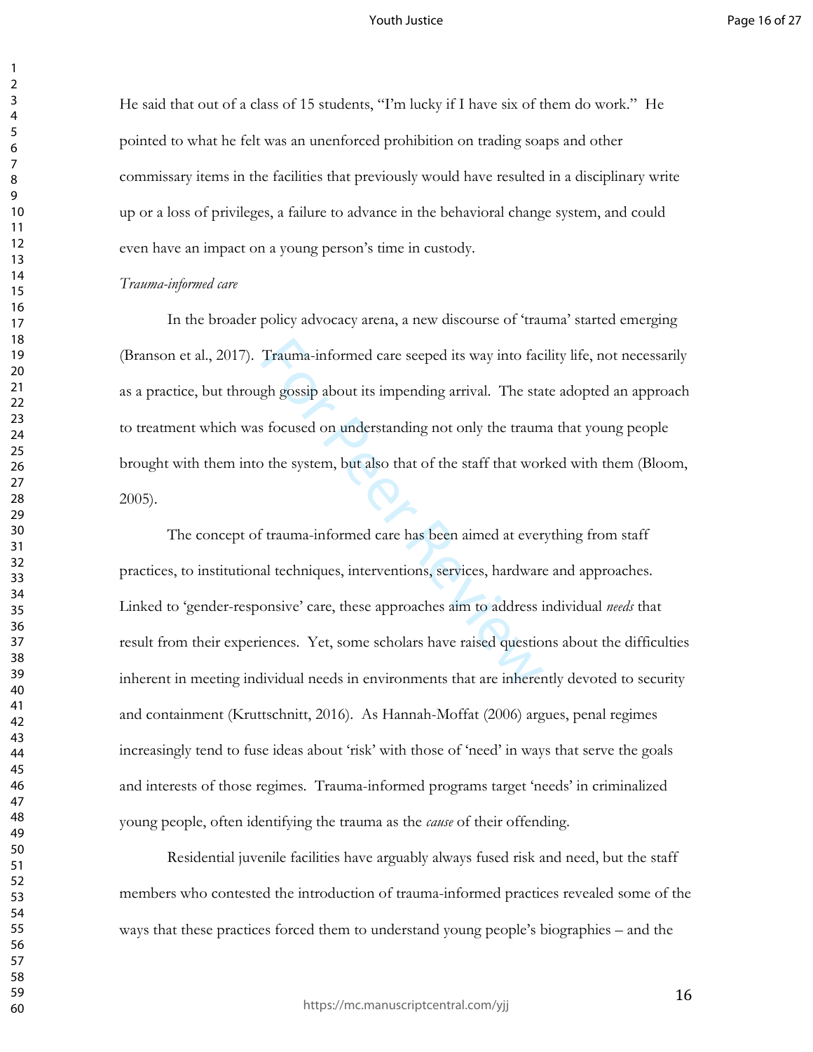He said that out of a class of 15 students, "I'm lucky if I have six of them do work." He pointed to what he felt was an unenforced prohibition on trading soaps and other commissary items in the facilities that previously would have resulted in a disciplinary write up or a loss of privileges, a failure to advance in the behavioral change system, and could even have an impact on a young person's time in custody.

*Trauma-informed care*

In the broader policy advocacy arena, a new discourse of 'trauma' started emerging (Branson et al., 2017). Trauma-informed care seeped its way into facility life, not necessarily as a practice, but through gossip about its impending arrival. The state adopted an approach to treatment which was focused on understanding not only the trauma that young people brought with them into the system, but also that of the staff that worked with them (Bloom, 2005).

The concept of trauma-informed care has been aimed at everything from staff practices, to institutional techniques, interventions, services, hardware and approaches. Linked to 'gender-responsive' care, these approaches aim to address individual *needs* that result from their experiences. Yet, some scholars have raised questions about the difficulties inherent in meeting individual needs in environments that are inherently devoted to security and containment (Kruttschnitt, 2016). As Hannah-Moffat (2006) argues, penal regimes increasingly tend to fuse ideas about 'risk' with those of 'need' in ways that serve the goals and interests of those regimes. Trauma-informed programs target 'needs' in criminalized young people, often identifying the trauma as the *cause* of their offending.

Residential juvenile facilities have arguably always fused risk and need, but the staff members who contested the introduction of trauma-informed practices revealed some of the ways that these practices forced them to understand young people's biographies – and the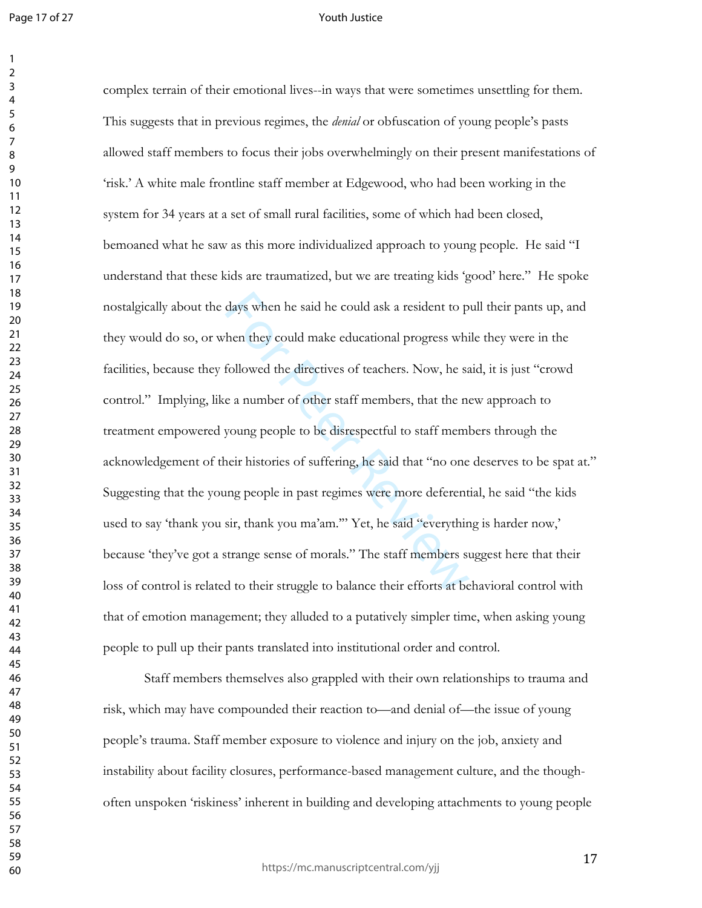complex terrain of their emotional lives--in ways that were sometimes unsettling for them. This suggests that in previous regimes, the *denial* or obfuscation of young people's pasts allowed staff members to focus their jobs overwhelmingly on their present manifestations of 'risk.' A white male frontline staff member at Edgewood, who had been working in the system for 34 years at a set of small rural facilities, some of which had been closed, bemoaned what he saw as this more individualized approach to young people. He said "I understand that these kids are traumatized, but we are treating kids 'good' here." He spoke nostalgically about the days when he said he could ask a resident to pull their pants up, and they would do so, or when they could make educational progress while they were in the facilities, because they followed the directives of teachers. Now, he said, it is just "crowd control." Implying, like a number of other staff members, that the new approach to treatment empowered young people to be disrespectful to staff members through the acknowledgement of their histories of suffering, he said that "no one deserves to be spat at." Suggesting that the young people in past regimes were more deferential, he said "the kids used to say 'thank you sir, thank you ma'am.'" Yet, he said "everything is harder now,' because 'they've got a strange sense of morals." The staff members suggest here that their loss of control is related to their struggle to balance their efforts at behavioral control with that of emotion management; they alluded to a putatively simpler time, when asking young people to pull up their pants translated into institutional order and control.

Staff members themselves also grappled with their own relationships to trauma and risk, which may have compounded their reaction to—and denial of—the issue of young people's trauma. Staff member exposure to violence and injury on the job, anxiety and instability about facility closures, performance-based management culture, and the though-often unspoken 'riskiness' inherent in building and developing attachments to young people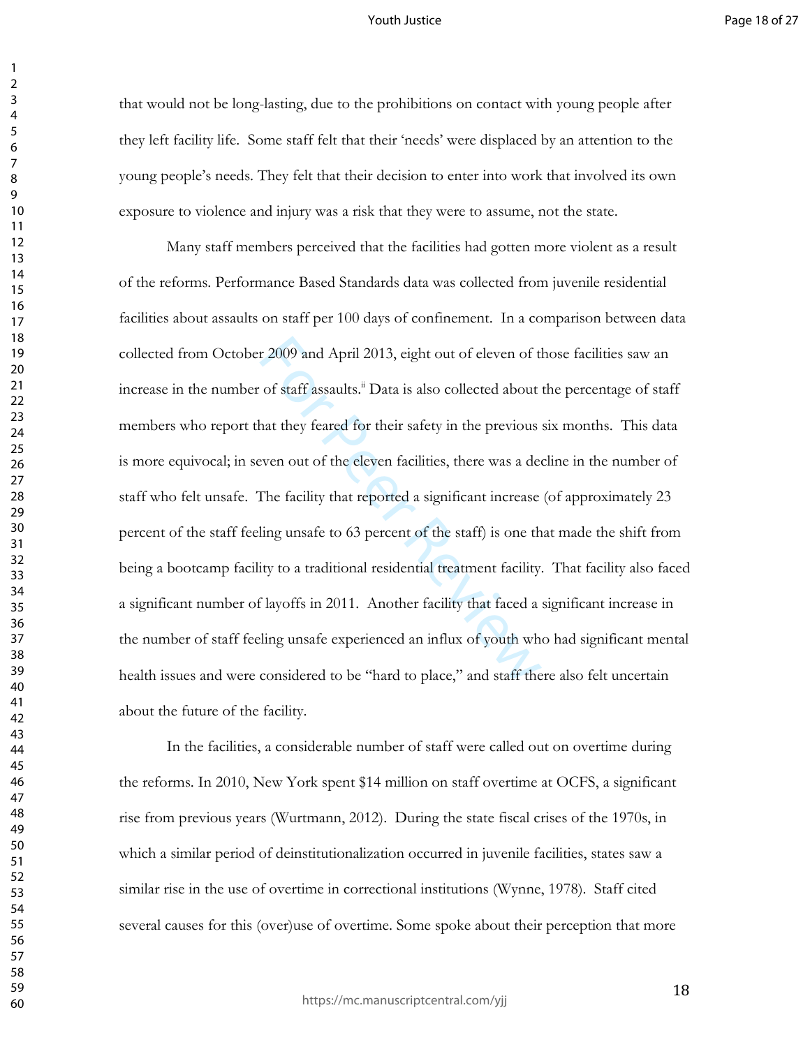that would not be long-lasting, due to the prohibitions on contact with young people after they left facility life. Some staff felt that their 'needs' were displaced by an attention to the young people's needs. They felt that their decision to enter into work that involved its own exposure to violence and injury was a risk that they were to assume, not the state.

Many staff members perceived that the facilities had gotten more violent as a result of the reforms. Performance Based Standards data was collected from juvenile residential facilities about assaults on staff per 100 days of confinement. In a comparison between data collected from October 2009 and April 2013, eight out of eleven of those facilities saw an increase in the number of staff assaults.[ii] Data is also collected about the percentage of staff members who report that they feared for their safety in the previous six months. This data is more equivocal; in seven out of the eleven facilities, there was a decline in the number of staff who felt unsafe. The facility that reported a significant increase (of approximately 23 percent of the staff feeling unsafe to 63 percent of the staff) is one that made the shift from being a bootcamp facility to a traditional residential treatment facility. That facility also faced a significant number of layoffs in 2011. Another facility that faced a significant increase in the number of staff feeling unsafe experienced an influx of youth who had significant mental health issues and were considered to be "hard to place," and staff there also felt uncertain about the future of the facility.

In the facilities, a considerable number of staff were called out on overtime during the reforms. In 2010, New York spent $14 million on staff overtime at OCFS, a significant rise from previous years (Wurtmann, 2012). During the state fiscal crises of the 1970s, in which a similar period of deinstitutionalization occurred in juvenile facilities, states saw a similar rise in the use of overtime in correctional institutions (Wynne, 1978). Staff cited several causes for this (over)use of overtime. Some spoke about their perception that more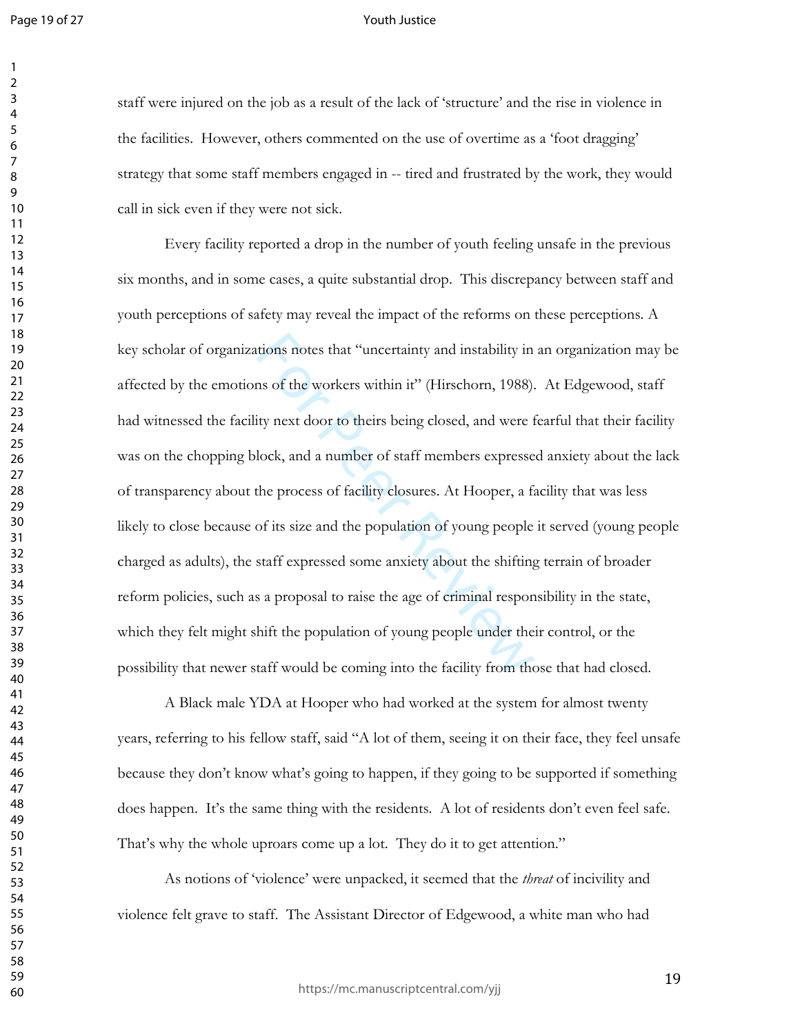staff were injured on the job as a result of the lack of 'structure' and the rise in violence in the facilities. However, others commented on the use of overtime as a 'foot dragging' strategy that some staff members engaged in -- tired and frustrated by the work, they would call in sick even if they were not sick.

Every facility reported a drop in the number of youth feeling unsafe in the previous six months, and in some cases, a quite substantial drop. This discrepancy between staff and youth perceptions of safety may reveal the impact of the reforms on these perceptions. A key scholar of organizations notes that "uncertainty and instability in an organization may be affected by the emotions of the workers within it" (Hirschorn, 1988). At Edgewood, staff had witnessed the facility next door to theirs being closed, and were fearful that their facility was on the chopping block, and a number of staff members expressed anxiety about the lack of transparency about the process of facility closures. At Hooper, a facility that was less likely to close because of its size and the population of young people it served (young people charged as adults), the staff expressed some anxiety about the shifting terrain of broader reform policies, such as a proposal to raise the age of criminal responsibility in the state, which they felt might shift the population of young people under their control, or the possibility that newer staff would be coming into the facility from those that had closed.

A Black male YDA at Hooper who had worked at the system for almost twenty years, referring to his fellow staff, said "A lot of them, seeing it on their face, they feel unsafe because they don't know what's going to happen, if they going to be supported if something does happen. It's the same thing with the residents. A lot of residents don't even feel safe. That's why the whole uproars come up a lot. They do it to get attention."

As notions of 'violence' were unpacked, it seemed that the *threat* of incivility and violence felt grave to staff. The Assistant Director of Edgewood, a white man who had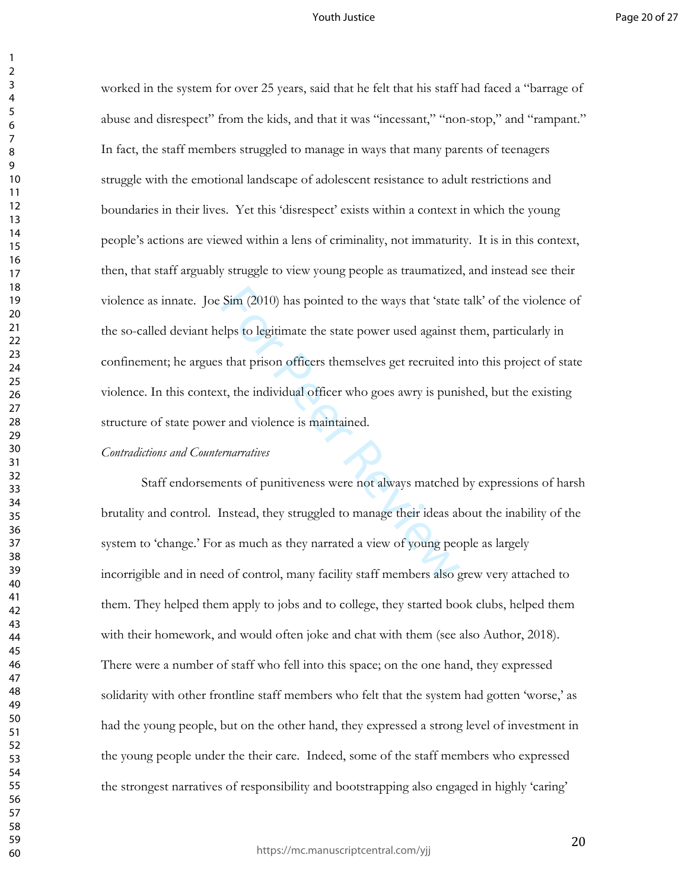worked in the system for over 25 years, said that he felt that his staff had faced a "barrage of abuse and disrespect" from the kids, and that it was "incessant," "non-stop," and "rampant." In fact, the staff members struggled to manage in ways that many parents of teenagers struggle with the emotional landscape of adolescent resistance to adult restrictions and boundaries in their lives. Yet this 'disrespect' exists within a context in which the young people's actions are viewed within a lens of criminality, not immaturity. It is in this context, then, that staff arguably struggle to view young people as traumatized, and instead see their violence as innate. Joe Sim (2010) has pointed to the ways that 'state talk' of the violence of the so-called deviant helps to legitimate the state power used against them, particularly in confinement; he argues that prison officers themselves get recruited into this project of state violence. In this context, the individual officer who goes awry is punished, but the existing structure of state power and violence is maintained.

*Contradictions and Counternarratives*

Staff endorsements of punitiveness were not always matched by expressions of harsh brutality and control. Instead, they struggled to manage their ideas about the inability of the system to 'change.' For as much as they narrated a view of young people as largely incorrigible and in need of control, many facility staff members also grew very attached to them. They helped them apply to jobs and to college, they started book clubs, helped them with their homework, and would often joke and chat with them (see also Author, 2018). There were a number of staff who fell into this space; on the one hand, they expressed solidarity with other frontline staff members who felt that the system had gotten 'worse,' as had the young people, but on the other hand, they expressed a strong level of investment in the young people under the their care. Indeed, some of the staff members who expressed the strongest narratives of responsibility and bootstrapping also engaged in highly 'caring'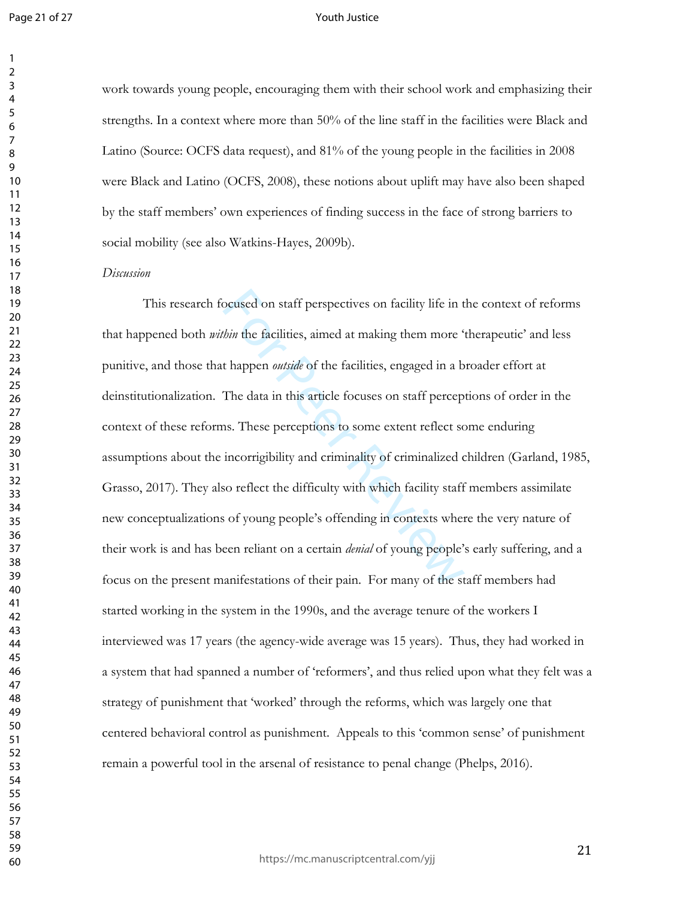work towards young people, encouraging them with their school work and emphasizing their strengths. In a context where more than 50% of the line staff in the facilities were Black and Latino (Source: OCFS data request), and 81% of the young people in the facilities in 2008 were Black and Latino (OCFS, 2008), these notions about uplift may have also been shaped by the staff members' own experiences of finding success in the face of strong barriers to social mobility (see also Watkins-Hayes, 2009b).

*Discussion*

This research focused on staff perspectives on facility life in the context of reforms that happened both *within* the facilities, aimed at making them more 'therapeutic' and less punitive, and those that happen *outside* of the facilities, engaged in a broader effort at deinstitutionalization. The data in this article focuses on staff perceptions of order in the context of these reforms. These perceptions to some extent reflect some enduring assumptions about the incorrigibility and criminality of criminalized children (Garland, 1985, Grasso, 2017). They also reflect the difficulty with which facility staff members assimilate new conceptualizations of young people's offending in contexts where the very nature of their work is and has been reliant on a certain *denial* of young people's early suffering, and a focus on the present manifestations of their pain. For many of the staff members had started working in the system in the 1990s, and the average tenure of the workers I interviewed was 17 years (the agency-wide average was 15 years). Thus, they had worked in a system that had spanned a number of 'reformers', and thus relied upon what they felt was a strategy of punishment that 'worked' through the reforms, which was largely one that centered behavioral control as punishment. Appeals to this 'common sense' of punishment remain a powerful tool in the arsenal of resistance to penal change (Phelps, 2016).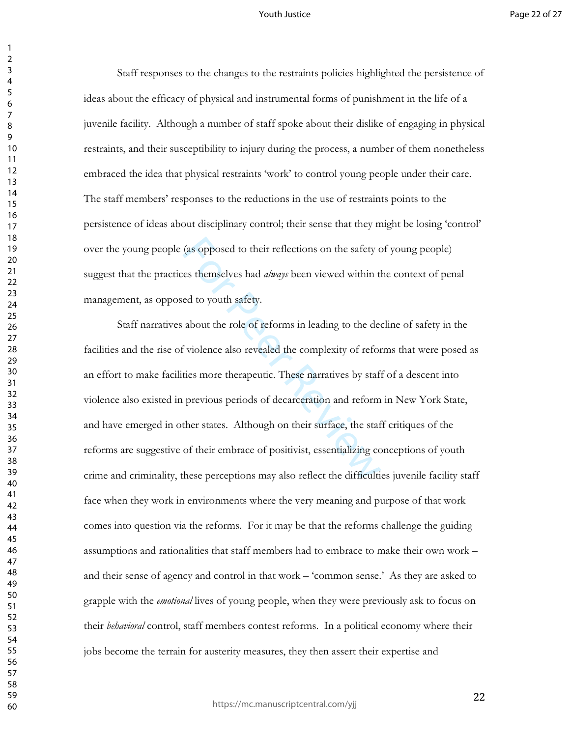Staff responses to the changes to the restraints policies highlighted the persistence of ideas about the efficacy of physical and instrumental forms of punishment in the life of a juvenile facility. Although a number of staff spoke about their dislike of engaging in physical restraints, and their susceptibility to injury during the process, a number of them nonetheless embraced the idea that physical restraints 'work' to control young people under their care. The staff members' responses to the reductions in the use of restraints points to the persistence of ideas about disciplinary control; their sense that they might be losing 'control' over the young people (as opposed to their reflections on the safety of young people) suggest that the practices themselves had *always* been viewed within the context of penal management, as opposed to youth safety.

Staff narratives about the role of reforms in leading to the decline of safety in the facilities and the rise of violence also revealed the complexity of reforms that were posed as an effort to make facilities more therapeutic. These narratives by staff of a descent into violence also existed in previous periods of decarceration and reform in New York State, and have emerged in other states. Although on their surface, the staff critiques of the reforms are suggestive of their embrace of positivist, essentializing conceptions of youth crime and criminality, these perceptions may also reflect the difficulties juvenile facility staff face when they work in environments where the very meaning and purpose of that work comes into question via the reforms. For it may be that the reforms challenge the guiding assumptions and rationalities that staff members had to embrace to make their own work – and their sense of agency and control in that work – 'common sense.' As they are asked to grapple with the *emotional* lives of young people, when they were previously ask to focus on their *behavioral* control, staff members contest reforms. In a political economy where their jobs become the terrain for austerity measures, they then assert their expertise and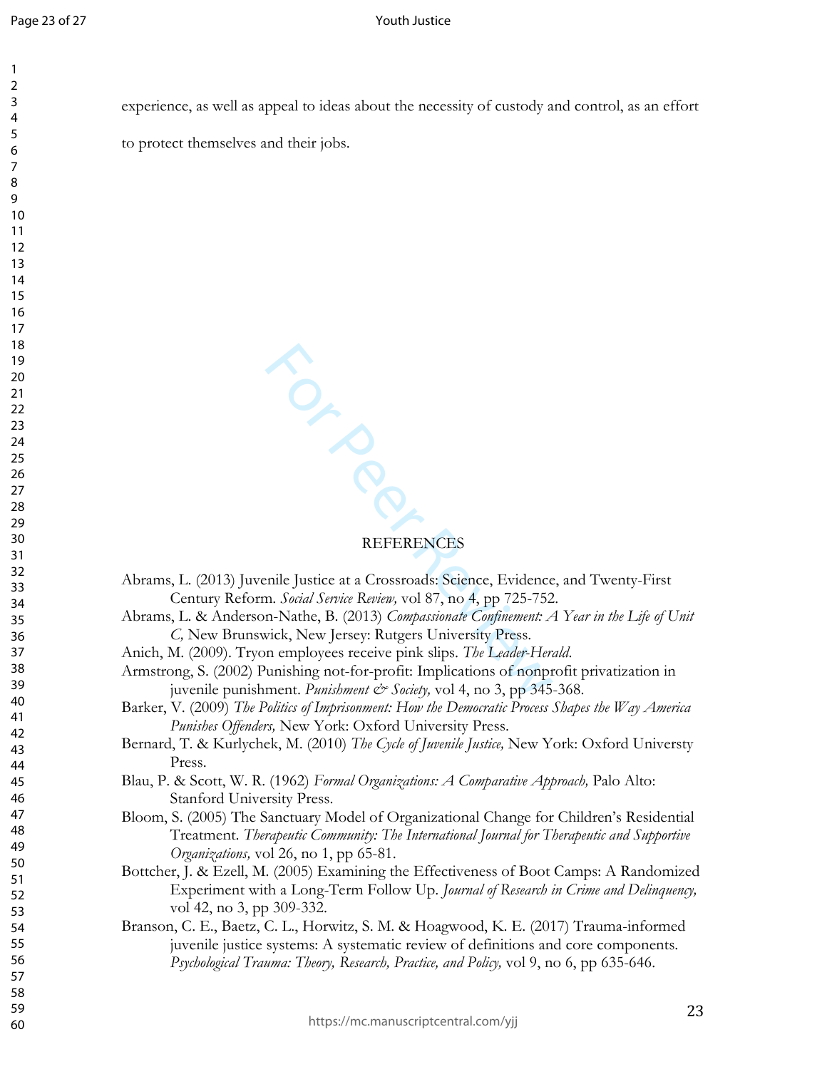experience, as well as appeal to ideas about the necessity of custody and control, as an effort to protect themselves and their jobs.

## REFERENCES

Abrams, L. (2013) Juvenile Justice at a Crossroads: Science, Evidence, and Twenty-First Century Reform. *Social Service Review,* vol 87, no 4, pp 725-752.

Abrams, L. & Anderson-Nathe, B. (2013) *Compassionate Confinement: A Year in the Life of Unit C,* New Brunswick, New Jersey: Rutgers University Press.

Anich, M. (2009). Tryon employees receive pink slips. *The Leader-Herald*.

Armstrong, S. (2002) Punishing not-for-profit: Implications of nonprofit privatization in juvenile punishment. *Punishment & Society,* vol 4, no 3, pp 345-368.

Barker, V. (2009) *The Politics of Imprisonment: How the Democratic Process Shapes the Way America Punishes Offenders,* New York: Oxford University Press.

Bernard, T. & Kurlychek, M. (2010) *The Cycle of Juvenile Justice,* New York: Oxford Universty Press.

Blau, P. & Scott, W. R. (1962) *Formal Organizations: A Comparative Approach,* Palo Alto: Stanford University Press.

Bloom, S. (2005) The Sanctuary Model of Organizational Change for Children's Residential Treatment. *Therapeutic Community: The International Journal for Therapeutic and Supportive Organizations,* vol 26, no 1, pp 65-81.

Bottcher, J. & Ezell, M. (2005) Examining the Effectiveness of Boot Camps: A Randomized Experiment with a Long-Term Follow Up. *Journal of Research in Crime and Delinquency,* vol 42, no 3, pp 309-332.

Branson, C. E., Baetz, C. L., Horwitz, S. M. & Hoagwood, K. E. (2017) Trauma-informed juvenile justice systems: A systematic review of definitions and core components. *Psychological Trauma: Theory, Research, Practice, and Policy,* vol 9, no 6, pp 635-646.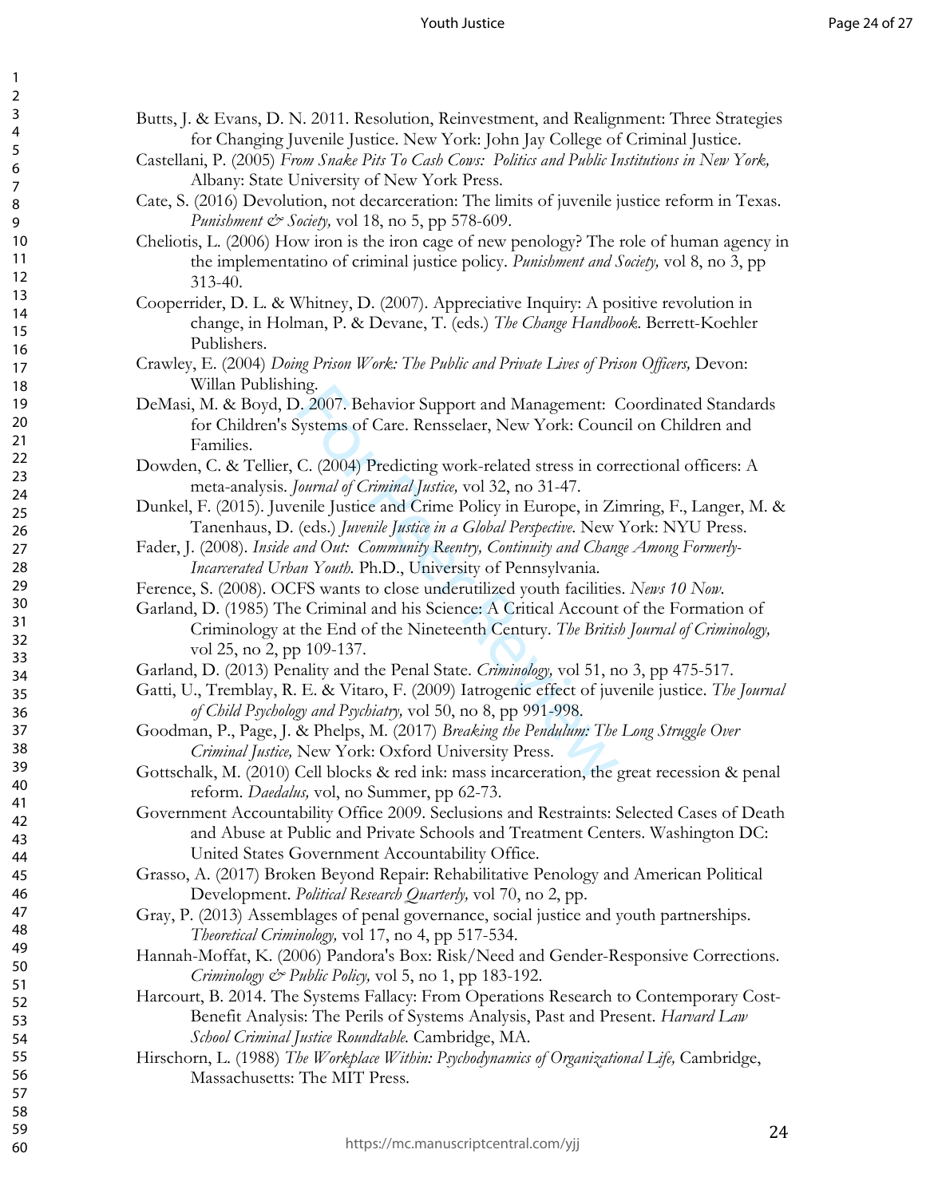Butts, J. & Evans, D. N. 2011. Resolution, Reinvestment, and Realignment: Three Strategies for Changing Juvenile Justice. New York: John Jay College of Criminal Justice.

Castellani, P. (2005) *From Snake Pits To Cash Cows: Politics and Public Institutions in New York,* Albany: State University of New York Press.

Cate, S. (2016) Devolution, not decarceration: The limits of juvenile justice reform in Texas. *Punishment & Society,* vol 18, no 5, pp 578-609.

Cheliotis, L. (2006) How iron is the iron cage of new penology? The role of human agency in the implementatino of criminal justice policy. *Punishment and Society,* vol 8, no 3, pp 313-40.

Cooperrider, D. L. & Whitney, D. (2007). Appreciative Inquiry: A positive revolution in change, in Holman, P. & Devane, T. (eds.) *The Change Handbook*. Berrett-Koehler Publishers.

Crawley, E. (2004) *Doing Prison Work: The Public and Private Lives of Prison Officers,* Devon: Willan Publishing.

DeMasi, M. & Boyd, D. 2007. Behavior Support and Management: Coordinated Standards for Children's Systems of Care. Rensselaer, New York: Council on Children and Families.

Dowden, C. & Tellier, C. (2004) Predicting work-related stress in correctional officers: A meta-analysis. *Journal of Criminal Justice,* vol 32, no 31-47.

Dunkel, F. (2015). Juvenile Justice and Crime Policy in Europe, in Zimring, F., Langer, M. & Tanenhaus, D. (eds.) *Juvenile Justice in a Global Perspective*. New York: NYU Press.

Fader, J. (2008). *Inside and Out: Community Reentry, Continuity and Change Among Formerly-Incarcerated Urban Youth*. Ph.D., University of Pennsylvania.

Ference, S. (2008). OCFS wants to close underutilized youth facilities. *News 10 Now*.

Garland, D. (1985) The Criminal and his Science: A Critical Account of the Formation of Criminology at the End of the Nineteenth Century. *The British Journal of Criminology,* vol 25, no 2, pp 109-137.

Garland, D. (2013) Penality and the Penal State. *Criminology,* vol 51, no 3, pp 475-517.

Gatti, U., Tremblay, R. E. & Vitaro, F. (2009) Iatrogenic effect of juvenile justice. *The Journal of Child Psychology and Psychiatry,* vol 50, no 8, pp 991-998.

Goodman, P., Page, J. & Phelps, M. (2017) *Breaking the Pendulum: The Long Struggle Over Criminal Justice,* New York: Oxford University Press.

Gottschalk, M. (2010) Cell blocks & red ink: mass incarceration, the great recession & penal reform. *Daedalus,* vol, no Summer, pp 62-73.

Government Accountability Office 2009. Seclusions and Restraints: Selected Cases of Death and Abuse at Public and Private Schools and Treatment Centers. Washington DC: United States Government Accountability Office.

Grasso, A. (2017) Broken Beyond Repair: Rehabilitative Penology and American Political Development. *Political Research Quarterly,* vol 70, no 2, pp.

Gray, P. (2013) Assemblages of penal governance, social justice and youth partnerships. *Theoretical Criminology,* vol 17, no 4, pp 517-534.

Hannah-Moffat, K. (2006) Pandora's Box: Risk/Need and Gender-Responsive Corrections. *Criminology & Public Policy,* vol 5, no 1, pp 183-192.

Harcourt, B. 2014. The Systems Fallacy: From Operations Research to Contemporary Cost-Benefit Analysis: The Perils of Systems Analysis, Past and Present. *Harvard Law School Criminal Justice Roundtable*. Cambridge, MA.

Hirschorn, L. (1988) *The Workplace Within: Psychodynamics of Organizational Life,* Cambridge, Massachusetts: The MIT Press.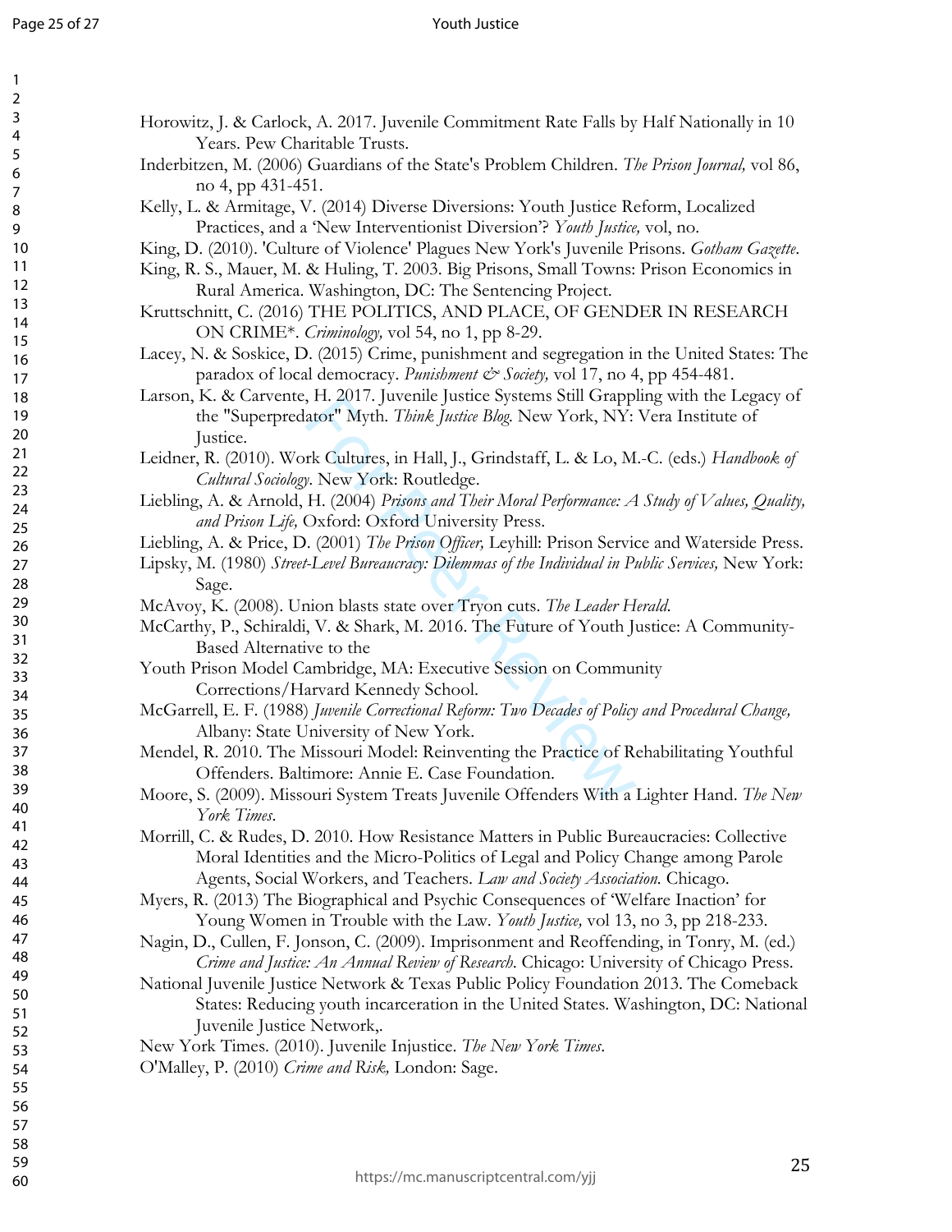Horowitz, J. & Carlock, A. 2017. Juvenile Commitment Rate Falls by Half Nationally in 10 Years. Pew Charitable Trusts.

Inderbitzen, M. (2006) Guardians of the State's Problem Children. *The Prison Journal,* vol 86, no 4, pp 431-451.

Kelly, L. & Armitage, V. (2014) Diverse Diversions: Youth Justice Reform, Localized Practices, and a 'New Interventionist Diversion'? *Youth Justice,* vol, no.

King, D. (2010). 'Culture of Violence' Plagues New York's Juvenile Prisons. *Gotham Gazette.*

King, R. S., Mauer, M. & Huling, T. 2003. Big Prisons, Small Towns: Prison Economics in Rural America. Washington, DC: The Sentencing Project.

Kruttschnitt, C. (2016) THE POLITICS, AND PLACE, OF GENDER IN RESEARCH ON CRIME*. *Criminology,* vol 54, no 1, pp 8-29.

Lacey, N. & Soskice, D. (2015) Crime, punishment and segregation in the United States: The paradox of local democracy. *Punishment & Society,* vol 17, no 4, pp 454-481.

Larson, K. & Carvente, H. 2017. Juvenile Justice Systems Still Grappling with the Legacy of the "Superpredator" Myth. *Think Justice Blog.* New York, NY: Vera Institute of Justice.

Leidner, R. (2010). Work Cultures, in Hall, J., Grindstaff, L. & Lo, M.-C. (eds.) *Handbook of Cultural Sociology.* New York: Routledge.

Liebling, A. & Arnold, H. (2004) *Prisons and Their Moral Performance: A Study of Values, Quality, and Prison Life,* Oxford: Oxford University Press.

Liebling, A. & Price, D. (2001) *The Prison Officer,* Leyhill: Prison Service and Waterside Press.

Lipsky, M. (1980) *Street-Level Bureaucracy: Dilemmas of the Individual in Public Services,* New York: Sage.

McAvoy, K. (2008). Union blasts state over Tryon cuts. *The Leader Herald.*

McCarthy, P., Schiraldi, V. & Shark, M. 2016. The Future of Youth Justice: A Community-Based Alternative to the Youth Prison Model Cambridge, MA: Executive Session on Community Corrections/Harvard Kennedy School.

McGarrell, E. F. (1988) *Juvenile Correctional Reform: Two Decades of Policy and Procedural Change,* Albany: State University of New York.

Mendel, R. 2010. The Missouri Model: Reinventing the Practice of Rehabilitating Youthful Offenders. Baltimore: Annie E. Case Foundation.

Moore, S. (2009). Missouri System Treats Juvenile Offenders With a Lighter Hand. *The New York Times.*

Morrill, C. & Rudes, D. 2010. How Resistance Matters in Public Bureaucracies: Collective Moral Identities and the Micro-Politics of Legal and Policy Change among Parole Agents, Social Workers, and Teachers. *Law and Society Association.* Chicago.

Myers, R. (2013) The Biographical and Psychic Consequences of 'Welfare Inaction' for Young Women in Trouble with the Law. *Youth Justice,* vol 13, no 3, pp 218-233.

Nagin, D., Cullen, F. Jonson, C. (2009). Imprisonment and Reoffending, in Tonry, M. (ed.) *Crime and Justice: An Annual Review of Research.* Chicago: University of Chicago Press.

National Juvenile Justice Network & Texas Public Policy Foundation 2013. The Comeback States: Reducing youth incarceration in the United States. Washington, DC: National Juvenile Justice Network,.

New York Times. (2010). Juvenile Injustice. *The New York Times.*

O'Malley, P. (2010) *Crime and Risk,* London: Sage.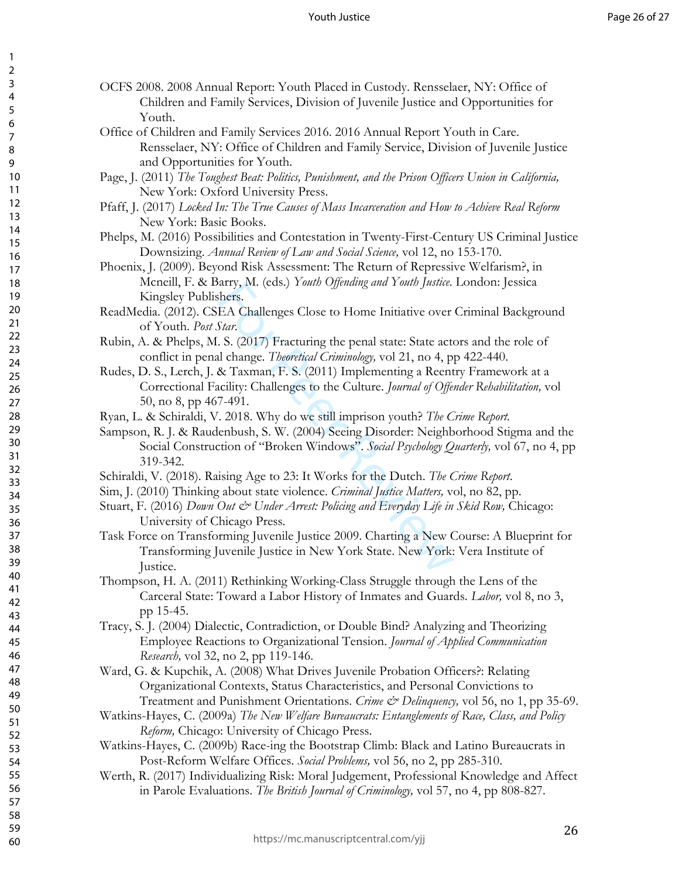OCFS 2008. 2008 Annual Report: Youth Placed in Custody. Rensselaer, NY: Office of Children and Family Services, Division of Juvenile Justice and Opportunities for Youth.

Office of Children and Family Services 2016. 2016 Annual Report Youth in Care. Rensselaer, NY: Office of Children and Family Service, Division of Juvenile Justice and Opportunities for Youth.

Page, J. (2011) *The Toughest Beat: Politics, Punishment, and the Prison Officers Union in California,* New York: Oxford University Press.

Pfaff, J. (2017) *Locked In: The True Causes of Mass Incarceration and How to Achieve Real Reform* New York: Basic Books.

Phelps, M. (2016) Possibilities and Contestation in Twenty-First-Century US Criminal Justice Downsizing. *Annual Review of Law and Social Science,* vol 12, no 153-170.

Phoenix, J. (2009). Beyond Risk Assessment: The Return of Repressive Welfarism?, in Mcneill, F. & Barry, M. (eds.) *Youth Offending and Youth Justice.* London: Jessica Kingsley Publishers.

ReadMedia. (2012). CSEA Challenges Close to Home Initiative over Criminal Background of Youth. *Post Star.*

Rubin, A. & Phelps, M. S. (2017) Fracturing the penal state: State actors and the role of conflict in penal change. *Theoretical Criminology,* vol 21, no 4, pp 422-440.

Rudes, D. S., Lerch, J. & Taxman, F. S. (2011) Implementing a Reentry Framework at a Correctional Facility: Challenges to the Culture. *Journal of Offender Rehabilitation,* vol 50, no 8, pp 467-491.

Ryan, L. & Schiraldi, V. 2018. Why do we still imprison youth? *The Crime Report.*

Sampson, R. J. & Raudenbush, S. W. (2004) Seeing Disorder: Neighborhood Stigma and the Social Construction of "Broken Windows". *Social Psychology Quarterly,* vol 67, no 4, pp 319-342.

Schiraldi, V. (2018). Raising Age to 23: It Works for the Dutch. *The Crime Report.*

Sim, J. (2010) Thinking about state violence. *Criminal Justice Matters,* vol, no 82, pp.

Stuart, F. (2016) *Down Out & Under Arrest: Policing and Everyday Life in Skid Row,* Chicago: University of Chicago Press.

Task Force on Transforming Juvenile Justice 2009. Charting a New Course: A Blueprint for Transforming Juvenile Justice in New York State. New York: Vera Institute of Justice.

Thompson, H. A. (2011) Rethinking Working-Class Struggle through the Lens of the Carceral State: Toward a Labor History of Inmates and Guards. *Labor,* vol 8, no 3, pp 15-45.

Tracy, S. J. (2004) Dialectic, Contradiction, or Double Bind? Analyzing and Theorizing Employee Reactions to Organizational Tension. *Journal of Applied Communication Research,* vol 32, no 2, pp 119-146.

Ward, G. & Kupchik, A. (2008) What Drives Juvenile Probation Officers?: Relating Organizational Contexts, Status Characteristics, and Personal Convictions to Treatment and Punishment Orientations. *Crime & Delinquency,* vol 56, no 1, pp 35-69.

Watkins-Hayes, C. (2009a) *The New Welfare Bureaucrats: Entanglements of Race, Class, and Policy Reform,* Chicago: University of Chicago Press.

Watkins-Hayes, C. (2009b) Race-ing the Bootstrap Climb: Black and Latino Bureaucrats in Post-Reform Welfare Offices. *Social Problems,* vol 56, no 2, pp 285-310.

Werth, R. (2017) Individualizing Risk: Moral Judgement, Professional Knowledge and Affect in Parole Evaluations. *The British Journal of Criminology,* vol 57, no 4, pp 808-827.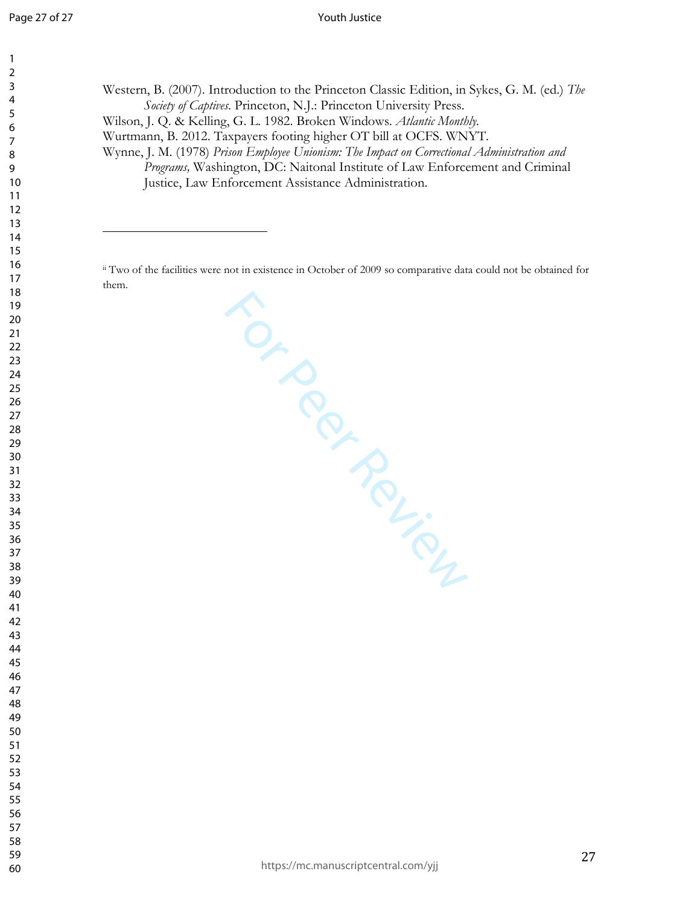Western, B. (2007). Introduction to the Princeton Classic Edition, in Sykes, G. M. (ed.) *The Society of Captives*. Princeton, N.J.: Princeton University Press.

Wilson, J. Q. & Kelling, G. L. 1982. Broken Windows. *Atlantic Monthly*.

Wurtmann, B. 2012. Taxpayers footing higher OT bill at OCFS. WNYT.

Wynne, J. M. (1978) *Prison Employee Unionism: The Impact on Correctional Administration and Programs,* Washington, DC: Naitonal Institute of Law Enforcement and Criminal Justice, Law Enforcement Assistance Administration.

---

[ii] Two of the facilities were not in existence in October of 2009 so comparative data could not be obtained for them.